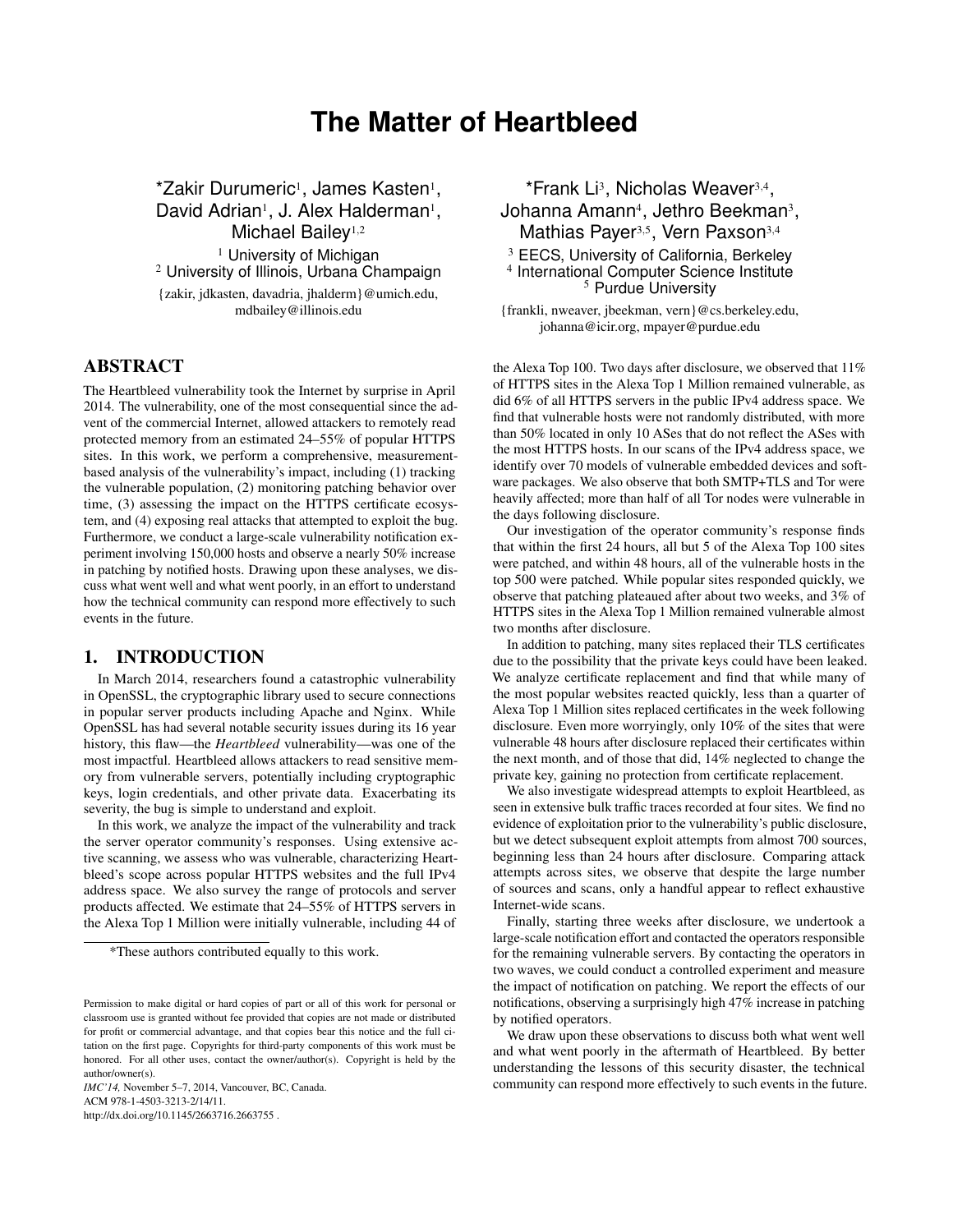# The Matter of Heartbleed

*Zakir Durumeric[1], James Kasten[1], David Adrian[1], J. Alex Halderman[1], Michael Bailey[1,2]

[1] University of Michigan
[2] University of Illinois, Urbana Champaign

{zakir, jdkasten, davadria, jhalderm}@umich.edu, mdbailey@illinois.edu

*Frank Li[3], Nicholas Weaver[3,4], Johanna Amann[4], Jethro Beekman[3], Mathias Payer[3,5], Vern Paxson[3,4]

[3] EECS, University of California, Berkeley
[4] International Computer Science Institute
[5] Purdue University

{frankli, nweaver, jbeekman, vern}@cs.berkeley.edu, johanna@icir.org, mpayer@purdue.edu

## ABSTRACT

The Heartbleed vulnerability took the Internet by surprise in April 2014. The vulnerability, one of the most consequential since the advent of the commercial Internet, allowed attackers to remotely read protected memory from an estimated 24–55% of popular HTTPS sites. In this work, we perform a comprehensive, measurement-based analysis of the vulnerability's impact, including (1) tracking the vulnerable population, (2) monitoring patching behavior over time, (3) assessing the impact on the HTTPS certificate ecosystem, and (4) exposing real attacks that attempted to exploit the bug. Furthermore, we conduct a large-scale vulnerability notification experiment involving 150,000 hosts and observe a nearly 50% increase in patching by notified hosts. Drawing upon these analyses, we discuss what went well and what went poorly, in an effort to understand how the technical community can respond more effectively to such events in the future.

## 1. INTRODUCTION

In March 2014, researchers found a catastrophic vulnerability in OpenSSL, the cryptographic library used to secure connections in popular server products including Apache and Nginx. While OpenSSL has had several notable security issues during its 16 year history, this flaw—the *Heartbleed* vulnerability—was one of the most impactful. Heartbleed allows attackers to read sensitive memory from vulnerable servers, potentially including cryptographic keys, login credentials, and other private data. Exacerbating its severity, the bug is simple to understand and exploit.

In this work, we analyze the impact of the vulnerability and track the server operator community's responses. Using extensive active scanning, we assess who was vulnerable, characterizing Heartbleed's scope across popular HTTPS websites and the full IPv4 address space. We also survey the range of protocols and server products affected. We estimate that 24–55% of HTTPS servers in the Alexa Top 1 Million were initially vulnerable, including 44 of the Alexa Top 100. Two days after disclosure, we observed that 11% of HTTPS sites in the Alexa Top 1 Million remained vulnerable, as did 6% of all HTTPS servers in the public IPv4 address space. We find that vulnerable hosts were not randomly distributed, with more than 50% located in only 10 ASes that do not reflect the ASes with the most HTTPS hosts. In our scans of the IPv4 address space, we identify over 70 models of vulnerable embedded devices and software packages. We also observe that both SMTP+TLS and Tor were heavily affected; more than half of all Tor nodes were vulnerable in the days following disclosure.

Our investigation of the operator community's response finds that within the first 24 hours, all but 5 of the Alexa Top 100 sites were patched, and within 48 hours, all of the vulnerable hosts in the top 500 were patched. While popular sites responded quickly, we observe that patching plateaued after about two weeks, and 3% of HTTPS sites in the Alexa Top 1 Million remained vulnerable almost two months after disclosure.

In addition to patching, many sites replaced their TLS certificates due to the possibility that the private keys could have been leaked. We analyze certificate replacement and find that while many of the most popular websites reacted quickly, less than a quarter of Alexa Top 1 Million sites replaced certificates in the week following disclosure. Even more worryingly, only 10% of the sites that were vulnerable 48 hours after disclosure replaced their certificates within the next month, and of those that did, 14% neglected to change the private key, gaining no protection from certificate replacement.

We also investigate widespread attempts to exploit Heartbleed, as seen in extensive bulk traffic traces recorded at four sites. We find no evidence of exploitation prior to the vulnerability's public disclosure, but we detect subsequent exploit attempts from almost 700 sources, beginning less than 24 hours after disclosure. Comparing attack attempts across sites, we observe that despite the large number of sources and scans, only a handful appear to reflect exhaustive Internet-wide scans.

Finally, starting three weeks after disclosure, we undertook a large-scale notification effort and contacted the operators responsible for the remaining vulnerable servers. By contacting the operators in two waves, we could conduct a controlled experiment and measure the impact of notification on patching. We report the effects of our notifications, observing a surprisingly high 47% increase in patching by notified operators.

We draw upon these observations to discuss both what went well and what went poorly in the aftermath of Heartbleed. By better understanding the lessons of this security disaster, the technical community can respond more effectively to such events in the future.

*These authors contributed equally to this work.

Permission to make digital or hard copies of part or all of this work for personal or classroom use is granted without fee provided that copies are not made or distributed for profit or commercial advantage, and that copies bear this notice and the full citation on the first page. Copyrights for third-party components of this work must be honored. For all other uses, contact the owner/author(s). Copyright is held by the author/owner(s).
*IMC'14,* November 5–7, 2014, Vancouver, BC, Canada.
ACM 978-1-4503-3213-2/14/11.
http://dx.doi.org/10.1145/2663716.2663755 .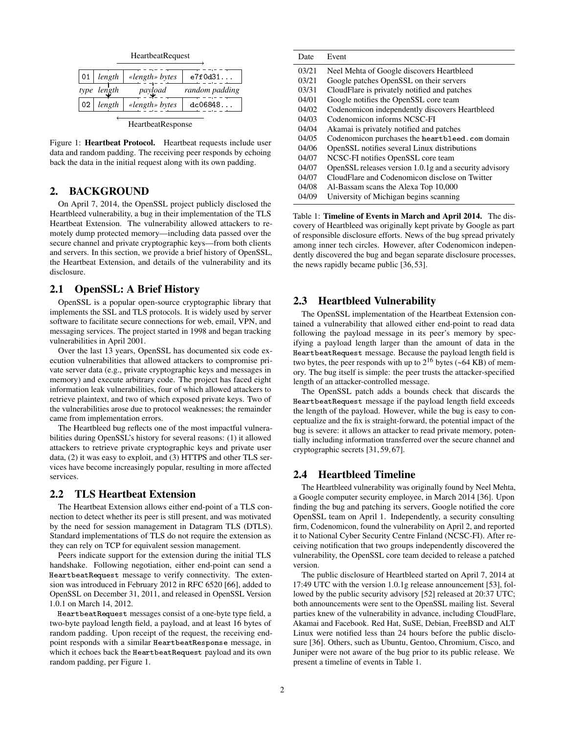HeartbeatRequest

| 01 | *length* | «*length*» *bytes* | e7f0d31... |
|---|---|---|---|
| *type* | *length* | *payload* | *random padding* |
| 02 | *length* | «*length*» *bytes* | dc06848... |

HeartbeatResponse

Figure 1: **Heartbeat Protocol.** Heartbeat requests include user data and random padding. The receiving peer responds by echoing back the data in the initial request along with its own padding.

## 2. BACKGROUND

On April 7, 2014, the OpenSSL project publicly disclosed the Heartbleed vulnerability, a bug in their implementation of the TLS Heartbeat Extension. The vulnerability allowed attackers to remotely dump protected memory—including data passed over the secure channel and private cryptographic keys—from both clients and servers. In this section, we provide a brief history of OpenSSL, the Heartbeat Extension, and details of the vulnerability and its disclosure.

### 2.1 OpenSSL: A Brief History

OpenSSL is a popular open-source cryptographic library that implements the SSL and TLS protocols. It is widely used by server software to facilitate secure connections for web, email, VPN, and messaging services. The project started in 1998 and began tracking vulnerabilities in April 2001.

Over the last 13 years, OpenSSL has documented six code execution vulnerabilities that allowed attackers to compromise private server data (e.g., private cryptographic keys and messages in memory) and execute arbitrary code. The project has faced eight information leak vulnerabilities, four of which allowed attackers to retrieve plaintext, and two of which exposed private keys. Two of the vulnerabilities arose due to protocol weaknesses; the remainder came from implementation errors.

The Heartbleed bug reflects one of the most impactful vulnerabilities during OpenSSL's history for several reasons: (1) it allowed attackers to retrieve private cryptographic keys and private user data, (2) it was easy to exploit, and (3) HTTPS and other TLS services have become increasingly popular, resulting in more affected services.

### 2.2 TLS Heartbeat Extension

The Heartbeat Extension allows either end-point of a TLS connection to detect whether its peer is still present, and was motivated by the need for session management in Datagram TLS (DTLS). Standard implementations of TLS do not require the extension as they can rely on TCP for equivalent session management.

Peers indicate support for the extension during the initial TLS handshake. Following negotiation, either end-point can send a `HeartbeatRequest` message to verify connectivity. The extension was introduced in February 2012 in RFC 6520 [66], added to OpenSSL on December 31, 2011, and released in OpenSSL Version 1.0.1 on March 14, 2012.

`HeartbeatRequest` messages consist of a one-byte type field, a two-byte payload length field, a payload, and at least 16 bytes of random padding. Upon receipt of the request, the receiving end-point responds with a similar `HeartbeatResponse` message, in which it echoes back the `HeartbeatRequest` payload and its own random padding, per Figure 1.

| Date | Event |
|---|---|
| 03/21 | Neel Mehta of Google discovers Heartbleed |
| 03/21 | Google patches OpenSSL on their servers |
| 03/31 | CloudFlare is privately notified and patches |
| 04/01 | Google notifies the OpenSSL core team |
| 04/02 | Codenomicon independently discovers Heartbleed |
| 04/03 | Codenomicon informs NCSC-FI |
| 04/04 | Akamai is privately notified and patches |
| 04/05 | Codenomicon purchases the `heartbleed.com` domain |
| 04/06 | OpenSSL notifies several Linux distributions |
| 04/07 | NCSC-FI notifies OpenSSL core team |
| 04/07 | OpenSSL releases version 1.0.1g and a security advisory |
| 04/07 | CloudFlare and Codenomicon disclose on Twitter |
| 04/08 | Al-Bassam scans the Alexa Top 10,000 |
| 04/09 | University of Michigan begins scanning |

Table 1: **Timeline of Events in March and April 2014.** The discovery of Heartbleed was originally kept private by Google as part of responsible disclosure efforts. News of the bug spread privately among inner tech circles. However, after Codenomicon independently discovered the bug and began separate disclosure processes, the news rapidly became public [36, 53].

### 2.3 Heartbleed Vulnerability

The OpenSSL implementation of the Heartbeat Extension contained a vulnerability that allowed either end-point to read data following the payload message in its peer's memory by specifying a payload length larger than the amount of data in the `HeartbeatRequest` message. Because the payload length field is two bytes, the peer responds with up to $2^{16}$ bytes (~64 KB) of memory. The bug itself is simple: the peer trusts the attacker-specified length of an attacker-controlled message.

The OpenSSL patch adds a bounds check that discards the `HeartbeatRequest` message if the payload length field exceeds the length of the payload. However, while the bug is easy to conceptualize and the fix is straight-forward, the potential impact of the bug is severe: it allows an attacker to read private memory, potentially including information transferred over the secure channel and cryptographic secrets [31, 59, 67].

### 2.4 Heartbleed Timeline

The Heartbleed vulnerability was originally found by Neel Mehta, a Google computer security employee, in March 2014 [36]. Upon finding the bug and patching its servers, Google notified the core OpenSSL team on April 1. Independently, a security consulting firm, Codenomicon, found the vulnerability on April 2, and reported it to National Cyber Security Centre Finland (NCSC-FI). After receiving notification that two groups independently discovered the vulnerability, the OpenSSL core team decided to release a patched version.

The public disclosure of Heartbleed started on April 7, 2014 at 17:49 UTC with the version 1.0.1g release announcement [53], followed by the public security advisory [52] released at 20:37 UTC; both announcements were sent to the OpenSSL mailing list. Several parties knew of the vulnerability in advance, including CloudFlare, Akamai and Facebook. Red Hat, SuSE, Debian, FreeBSD and ALT Linux were notified less than 24 hours before the public disclosure [36]. Others, such as Ubuntu, Gentoo, Chromium, Cisco, and Juniper were not aware of the bug prior to its public release. We present a timeline of events in Table 1.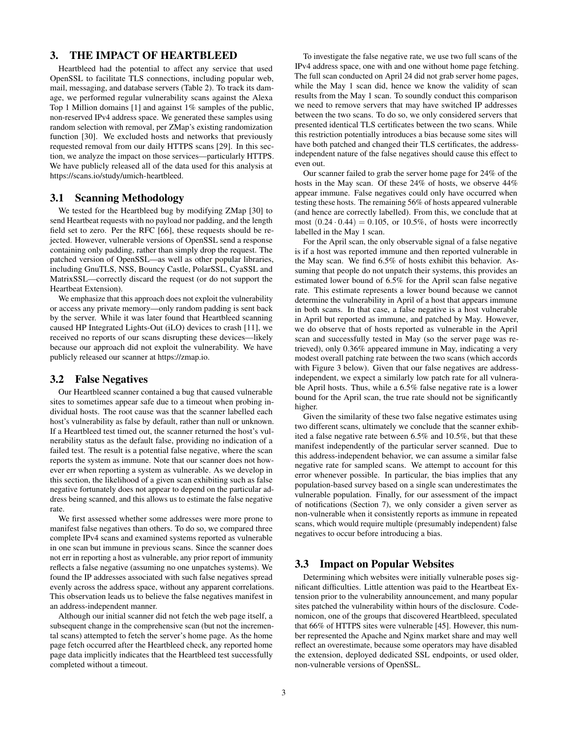## 3. THE IMPACT OF HEARTBLEED

Heartbleed had the potential to affect any service that used OpenSSL to facilitate TLS connections, including popular web, mail, messaging, and database servers (Table 2). To track its damage, we performed regular vulnerability scans against the Alexa Top 1 Million domains [1] and against 1% samples of the public, non-reserved IPv4 address space. We generated these samples using random selection with removal, per ZMap's existing randomization function [30]. We excluded hosts and networks that previously requested removal from our daily HTTPS scans [29]. In this section, we analyze the impact on those services—particularly HTTPS. We have publicly released all of the data used for this analysis at https://scans.io/study/umich-heartbleed.

### 3.1 Scanning Methodology

We tested for the Heartbleed bug by modifying ZMap [30] to send Heartbeat requests with no payload nor padding, and the length field set to zero. Per the RFC [66], these requests should be rejected. However, vulnerable versions of OpenSSL send a response containing only padding, rather than simply drop the request. The patched version of OpenSSL—as well as other popular libraries, including GnuTLS, NSS, Bouncy Castle, PolarSSL, CyaSSL and MatrixSSL—correctly discard the request (or do not support the Heartbeat Extension).

We emphasize that this approach does not exploit the vulnerability or access any private memory—only random padding is sent back by the server. While it was later found that Heartbleed scanning caused HP Integrated Lights-Out (iLO) devices to crash [11], we received no reports of our scans disrupting these devices—likely because our approach did not exploit the vulnerability. We have publicly released our scanner at https://zmap.io.

### 3.2 False Negatives

Our Heartbleed scanner contained a bug that caused vulnerable sites to sometimes appear safe due to a timeout when probing individual hosts. The root cause was that the scanner labelled each host's vulnerability as false by default, rather than null or unknown. If a Heartbleed test timed out, the scanner returned the host's vulnerability status as the default false, providing no indication of a failed test. The result is a potential false negative, where the scan reports the system as immune. Note that our scanner does not however err when reporting a system as vulnerable. As we develop in this section, the likelihood of a given scan exhibiting such as false negative fortunately does not appear to depend on the particular address being scanned, and this allows us to estimate the false negative rate.

We first assessed whether some addresses were more prone to manifest false negatives than others. To do so, we compared three complete IPv4 scans and examined systems reported as vulnerable in one scan but immune in previous scans. Since the scanner does not err in reporting a host as vulnerable, any prior report of immunity reflects a false negative (assuming no one unpatches systems). We found the IP addresses associated with such false negatives spread evenly across the address space, without any apparent correlations. This observation leads us to believe the false negatives manifest in an address-independent manner.

Although our initial scanner did not fetch the web page itself, a subsequent change in the comprehensive scan (but not the incremental scans) attempted to fetch the server's home page. As the home page fetch occurred after the Heartbleed check, any reported home page data implicitly indicates that the Heartbleed test successfully completed without a timeout.

To investigate the false negative rate, we use two full scans of the IPv4 address space, one with and one without home page fetching. The full scan conducted on April 24 did not grab server home pages, while the May 1 scan did, hence we know the validity of scan results from the May 1 scan. To soundly conduct this comparison we need to remove servers that may have switched IP addresses between the two scans. To do so, we only considered servers that presented identical TLS certificates between the two scans. While this restriction potentially introduces a bias because some sites will have both patched and changed their TLS certificates, the address-independent nature of the false negatives should cause this effect to even out.

Our scanner failed to grab the server home page for 24% of the hosts in the May scan. Of these 24% of hosts, we observe 44% appear immune. False negatives could only have occurred when testing these hosts. The remaining 56% of hosts appeared vulnerable (and hence are correctly labelled). From this, we conclude that at most $(0.24 \cdot 0.44) = 0.105$, or 10.5%, of hosts were incorrectly labelled in the May 1 scan.

For the April scan, the only observable signal of a false negative is if a host was reported immune and then reported vulnerable in the May scan. We find 6.5% of hosts exhibit this behavior. Assuming that people do not unpatch their systems, this provides an estimated lower bound of 6.5% for the April scan false negative rate. This estimate represents a lower bound because we cannot determine the vulnerability in April of a host that appears immune in both scans. In that case, a false negative is a host vulnerable in April but reported as immune, and patched by May. However, we do observe that of hosts reported as vulnerable in the April scan and successfully tested in May (so the server page was retrieved), only 0.36% appeared immune in May, indicating a very modest overall patching rate between the two scans (which accords with Figure 3 below). Given that our false negatives are address-independent, we expect a similarly low patch rate for all vulnerable April hosts. Thus, while a 6.5% false negative rate is a lower bound for the April scan, the true rate should not be significantly higher.

Given the similarity of these two false negative estimates using two different scans, ultimately we conclude that the scanner exhibited a false negative rate between 6.5% and 10.5%, but that these manifest independently of the particular server scanned. Due to this address-independent behavior, we can assume a similar false negative rate for sampled scans. We attempt to account for this error whenever possible. In particular, the bias implies that any population-based survey based on a single scan underestimates the vulnerable population. Finally, for our assessment of the impact of notifications (Section 7), we only consider a given server as non-vulnerable when it consistently reports as immune in repeated scans, which would require multiple (presumably independent) false negatives to occur before introducing a bias.

### 3.3 Impact on Popular Websites

Determining which websites were initially vulnerable poses significant difficulties. Little attention was paid to the Heartbeat Extension prior to the vulnerability announcement, and many popular sites patched the vulnerability within hours of the disclosure. Codenomicon, one of the groups that discovered Heartbleed, speculated that 66% of HTTPS sites were vulnerable [45]. However, this number represented the Apache and Nginx market share and may well reflect an overestimate, because some operators may have disabled the extension, deployed dedicated SSL endpoints, or used older, non-vulnerable versions of OpenSSL.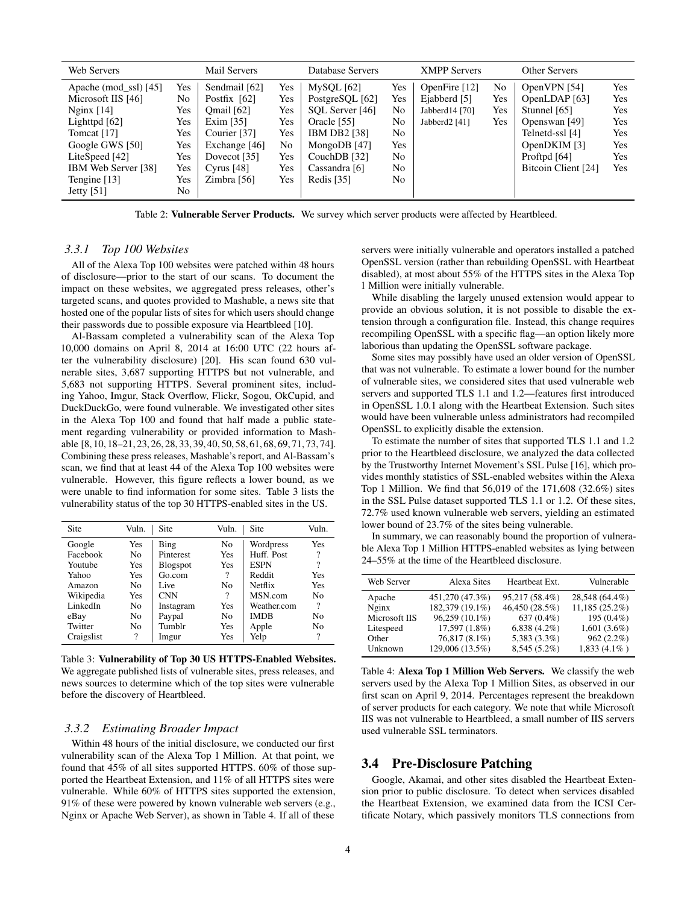| Web Servers | | Mail Servers | | Database Servers | | XMPP Servers | | Other Servers | |
|---|---|---|---|---|---|---|---|---|---|
| Apache (mod_ssl) [45] | Yes | Sendmail [62] | Yes | MySQL [62] | Yes | OpenFire [12] | No | OpenVPN [54] | Yes |
| Microsoft IIS [46] | No | Postfix [62] | Yes | PostgreSQL [62] | Yes | Ejabberd [5] | Yes | OpenLDAP [63] | Yes |
| Nginx [14] | Yes | Qmail [62] | Yes | SQL Server [46] | No | Jabberd14 [70] | Yes | Stunnel [65] | Yes |
| Lighttpd [62] | Yes | Exim [35] | Yes | Oracle [55] | No | Jabberd2 [41] | Yes | Openswan [49] | Yes |
| Tomcat [17] | Yes | Courier [37] | Yes | IBM DB2 [38] | No | | | Telnetd-ssl [4] | Yes |
| Google GWS [50] | Yes | Exchange [46] | No | MongoDB [47] | Yes | | | OpenDKIM [3] | Yes |
| LiteSpeed [42] | Yes | Dovecot [35] | Yes | CouchDB [32] | No | | | Proftpd [64] | Yes |
| IBM Web Server [38] | Yes | Cyrus [48] | Yes | Cassandra [6] | No | | | Bitcoin Client [24] | Yes |
| Tengine [13] | Yes | Zimbra [56] | Yes | Redis [35] | No | | | | |
| Jetty [51] | No | | | | | | | | |

Table 2: **Vulnerable Server Products.** We survey which server products were affected by Heartbleed.

### 3.3.1 Top 100 Websites

All of the Alexa Top 100 websites were patched within 48 hours of disclosure—prior to the start of our scans. To document the impact on these websites, we aggregated press releases, other's targeted scans, and quotes provided to Mashable, a news site that hosted one of the popular lists of sites for which users should change their passwords due to possible exposure via Heartbleed [10].

Al-Bassam completed a vulnerability scan of the Alexa Top 10,000 domains on April 8, 2014 at 16:00 UTC (22 hours after the vulnerability disclosure) [20]. His scan found 630 vulnerable sites, 3,687 supporting HTTPS but not vulnerable, and 5,683 not supporting HTTPS. Several prominent sites, including Yahoo, Imgur, Stack Overflow, Flickr, Sogou, OkCupid, and DuckDuckGo, were found vulnerable. We investigated other sites in the Alexa Top 100 and found that half made a public statement regarding vulnerability or provided information to Mashable [8, 10, 18–21, 23, 26, 28, 33, 39, 40, 50, 58, 61, 68, 69, 71, 73, 74]. Combining these press releases, Mashable's report, and Al-Bassam's scan, we find that at least 44 of the Alexa Top 100 websites were vulnerable. However, this figure reflects a lower bound, as we were unable to find information for some sites. Table 3 lists the vulnerability status of the top 30 HTTPS-enabled sites in the US.

| Site | Vuln. | Site | Vuln. | Site | Vuln. |
|---|---|---|---|---|---|
| Google | Yes | Bing | No | Wordpress | Yes |
| Facebook | No | Pinterest | Yes | Huff. Post | ? |
| Youtube | Yes | Blogspot | Yes | ESPN | ? |
| Yahoo | Yes | Go.com | ? | Reddit | Yes |
| Amazon | No | Live | No | Netflix | Yes |
| Wikipedia | Yes | CNN | ? | MSN.com | No |
| LinkedIn | No | Instagram | Yes | Weather.com | ? |
| eBay | No | Paypal | No | IMDB | No |
| Twitter | No | Tumblr | Yes | Apple | No |
| Craigslist | ? | Imgur | Yes | Yelp | ? |

Table 3: **Vulnerability of Top 30 US HTTPS-Enabled Websites.** We aggregate published lists of vulnerable sites, press releases, and news sources to determine which of the top sites were vulnerable before the discovery of Heartbleed.

### 3.3.2 Estimating Broader Impact

Within 48 hours of the initial disclosure, we conducted our first vulnerability scan of the Alexa Top 1 Million. At that point, we found that 45% of all sites supported HTTPS. 60% of those supported the Heartbeat Extension, and 11% of all HTTPS sites were vulnerable. While 60% of HTTPS sites supported the extension, 91% of these were powered by known vulnerable web servers (e.g., Nginx or Apache Web Server), as shown in Table 4. If all of these servers were initially vulnerable and operators installed a patched OpenSSL version (rather than rebuilding OpenSSL with Heartbeat disabled), at most about 55% of the HTTPS sites in the Alexa Top 1 Million were initially vulnerable.

While disabling the largely unused extension would appear to provide an obvious solution, it is not possible to disable the extension through a configuration file. Instead, this change requires recompiling OpenSSL with a specific flag—an option likely more laborious than updating the OpenSSL software package.

Some sites may possibly have used an older version of OpenSSL that was not vulnerable. To estimate a lower bound for the number of vulnerable sites, we considered sites that used vulnerable web servers and supported TLS 1.1 and 1.2—features first introduced in OpenSSL 1.0.1 along with the Heartbeat Extension. Such sites would have been vulnerable unless administrators had recompiled OpenSSL to explicitly disable the extension.

To estimate the number of sites that supported TLS 1.1 and 1.2 prior to the Heartbleed disclosure, we analyzed the data collected by the Trustworthy Internet Movement's SSL Pulse [16], which provides monthly statistics of SSL-enabled websites within the Alexa Top 1 Million. We find that 56,019 of the 171,608 (32.6%) sites in the SSL Pulse dataset supported TLS 1.1 or 1.2. Of these sites, 72.7% used known vulnerable web servers, yielding an estimated lower bound of 23.7% of the sites being vulnerable.

In summary, we can reasonably bound the proportion of vulnerable Alexa Top 1 Million HTTPS-enabled websites as lying between 24–55% at the time of the Heartbleed disclosure.

| Web Server | Alexa Sites | Heartbeat Ext. | Vulnerable |
|---|---|---|---|
| Apache | 451,270 (47.3%) | 95,217 (58.4%) | 28,548 (64.4%) |
| Nginx | 182,379 (19.1%) | 46,450 (28.5%) | 11,185 (25.2%) |
| Microsoft IIS | 96,259 (10.1%) | 637 (0.4%) | 195 (0.4%) |
| Litespeed | 17,597 (1.8%) | 6,838 (4.2%) | 1,601 (3.6%) |
| Other | 76,817 (8.1%) | 5,383 (3.3%) | 962 (2.2%) |
| Unknown | 129,006 (13.5%) | 8,545 (5.2%) | 1,833 (4.1% ) |

Table 4: **Alexa Top 1 Million Web Servers.** We classify the web servers used by the Alexa Top 1 Million Sites, as observed in our first scan on April 9, 2014. Percentages represent the breakdown of server products for each category. We note that while Microsoft IIS was not vulnerable to Heartbleed, a small number of IIS servers used vulnerable SSL terminators.

## 3.4 Pre-Disclosure Patching

Google, Akamai, and other sites disabled the Heartbeat Extension prior to public disclosure. To detect when services disabled the Heartbeat Extension, we examined data from the ICSI Certificate Notary, which passively monitors TLS connections from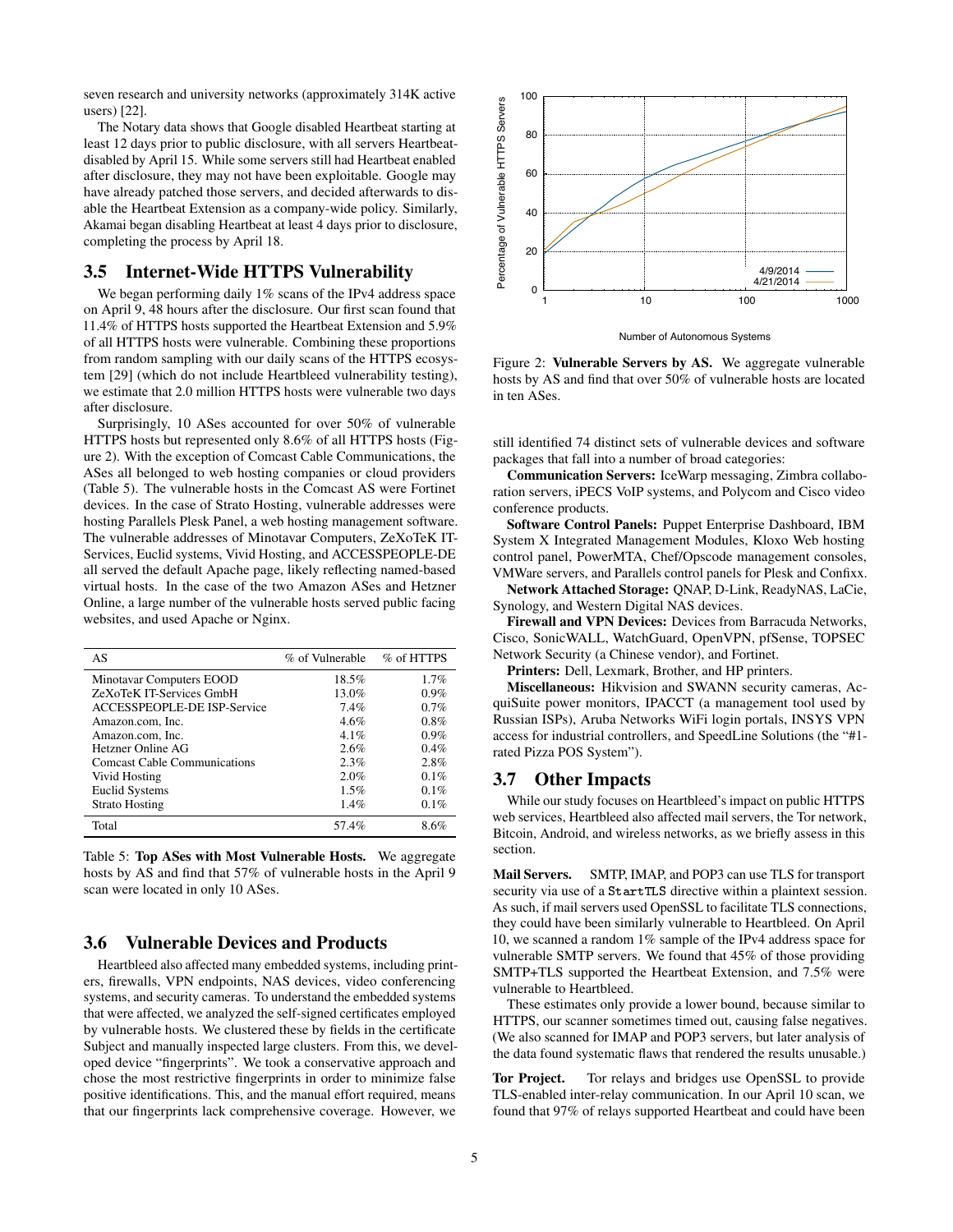seven research and university networks (approximately 314K active users) [22].

The Notary data shows that Google disabled Heartbeat starting at least 12 days prior to public disclosure, with all servers Heartbeat-disabled by April 15. While some servers still had Heartbeat enabled after disclosure, they may not have been exploitable. Google may have already patched those servers, and decided afterwards to disable the Heartbeat Extension as a company-wide policy. Similarly, Akamai began disabling Heartbeat at least 4 days prior to disclosure, completing the process by April 18.

## 3.5 Internet-Wide HTTPS Vulnerability

We began performing daily 1% scans of the IPv4 address space on April 9, 48 hours after the disclosure. Our first scan found that 11.4% of HTTPS hosts supported the Heartbeat Extension and 5.9% of all HTTPS hosts were vulnerable. Combining these proportions from random sampling with our daily scans of the HTTPS ecosystem [29] (which do not include Heartbleed vulnerability testing), we estimate that 2.0 million HTTPS hosts were vulnerable two days after disclosure.

Surprisingly, 10 ASes accounted for over 50% of vulnerable HTTPS hosts but represented only 8.6% of all HTTPS hosts (Figure 2). With the exception of Comcast Cable Communications, the ASes all belonged to web hosting companies or cloud providers (Table 5). The vulnerable hosts in the Comcast AS were Fortinet devices. In the case of Strato Hosting, vulnerable addresses were hosting Parallels Plesk Panel, a web hosting management software. The vulnerable addresses of Minotavar Computers, ZeXoTeK IT-Services, Euclid systems, Vivid Hosting, and ACCESSPEOPLE-DE all served the default Apache page, likely reflecting named-based virtual hosts. In the case of the two Amazon ASes and Hetzner Online, a large number of the vulnerable hosts served public facing websites, and used Apache or Nginx.

| AS | % of Vulnerable | % of HTTPS |
|---|---|---|
| Minotavar Computers EOOD | 18.5% | 1.7% |
| ZeXoTeK IT-Services GmbH | 13.0% | 0.9% |
| ACCESSPEOPLE-DE ISP-Service | 7.4% | 0.7% |
| Amazon.com, Inc. | 4.6% | 0.8% |
| Amazon.com, Inc. | 4.1% | 0.9% |
| Hetzner Online AG | 2.6% | 0.4% |
| Comcast Cable Communications | 2.3% | 2.8% |
| Vivid Hosting | 2.0% | 0.1% |
| Euclid Systems | 1.5% | 0.1% |
| Strato Hosting | 1.4% | 0.1% |
| Total | 57.4% | 8.6% |

Table 5: **Top ASes with Most Vulnerable Hosts.** We aggregate hosts by AS and find that 57% of vulnerable hosts in the April 9 scan were located in only 10 ASes.

Figure 2: **Vulnerable Servers by AS.** We aggregate vulnerable hosts by AS and find that over 50% of vulnerable hosts are located in ten ASes.

## 3.6 Vulnerable Devices and Products

Heartbleed also affected many embedded systems, including printers, firewalls, VPN endpoints, NAS devices, video conferencing systems, and security cameras. To understand the embedded systems that were affected, we analyzed the self-signed certificates employed by vulnerable hosts. We clustered these by fields in the certificate Subject and manually inspected large clusters. From this, we developed device "fingerprints". We took a conservative approach and chose the most restrictive fingerprints in order to minimize false positive identifications. This, and the manual effort required, means that our fingerprints lack comprehensive coverage. However, we still identified 74 distinct sets of vulnerable devices and software packages that fall into a number of broad categories:

**Communication Servers:** IceWarp messaging, Zimbra collaboration servers, iPECS VoIP systems, and Polycom and Cisco video conference products.

**Software Control Panels:** Puppet Enterprise Dashboard, IBM System X Integrated Management Modules, Kloxo Web hosting control panel, PowerMTA, Chef/Opscode management consoles, VMWare servers, and Parallels control panels for Plesk and Confixx.

**Network Attached Storage:** QNAP, D-Link, ReadyNAS, LaCie, Synology, and Western Digital NAS devices.

**Firewall and VPN Devices:** Devices from Barracuda Networks, Cisco, SonicWALL, WatchGuard, OpenVPN, pfSense, TOPSEC Network Security (a Chinese vendor), and Fortinet.

**Printers:** Dell, Lexmark, Brother, and HP printers.

**Miscellaneous:** Hikvision and SWANN security cameras, AcquiSuite power monitors, IPACCT (a management tool used by Russian ISPs), Aruba Networks WiFi login portals, INSYS VPN access for industrial controllers, and SpeedLine Solutions (the "#1-rated Pizza POS System").

## 3.7 Other Impacts

While our study focuses on Heartbleed's impact on public HTTPS web services, Heartbleed also affected mail servers, the Tor network, Bitcoin, Android, and wireless networks, as we briefly assess in this section.

**Mail Servers.** SMTP, IMAP, and POP3 can use TLS for transport security via use of a `StartTLS` directive within a plaintext session. As such, if mail servers used OpenSSL to facilitate TLS connections, they could have been similarly vulnerable to Heartbleed. On April 10, we scanned a random 1% sample of the IPv4 address space for vulnerable SMTP servers. We found that 45% of those providing SMTP+TLS supported the Heartbeat Extension, and 7.5% were vulnerable to Heartbleed.

These estimates only provide a lower bound, because similar to HTTPS, our scanner sometimes timed out, causing false negatives. (We also scanned for IMAP and POP3 servers, but later analysis of the data found systematic flaws that rendered the results unusable.)

**Tor Project.** Tor relays and bridges use OpenSSL to provide TLS-enabled inter-relay communication. In our April 10 scan, we found that 97% of relays supported Heartbeat and could have been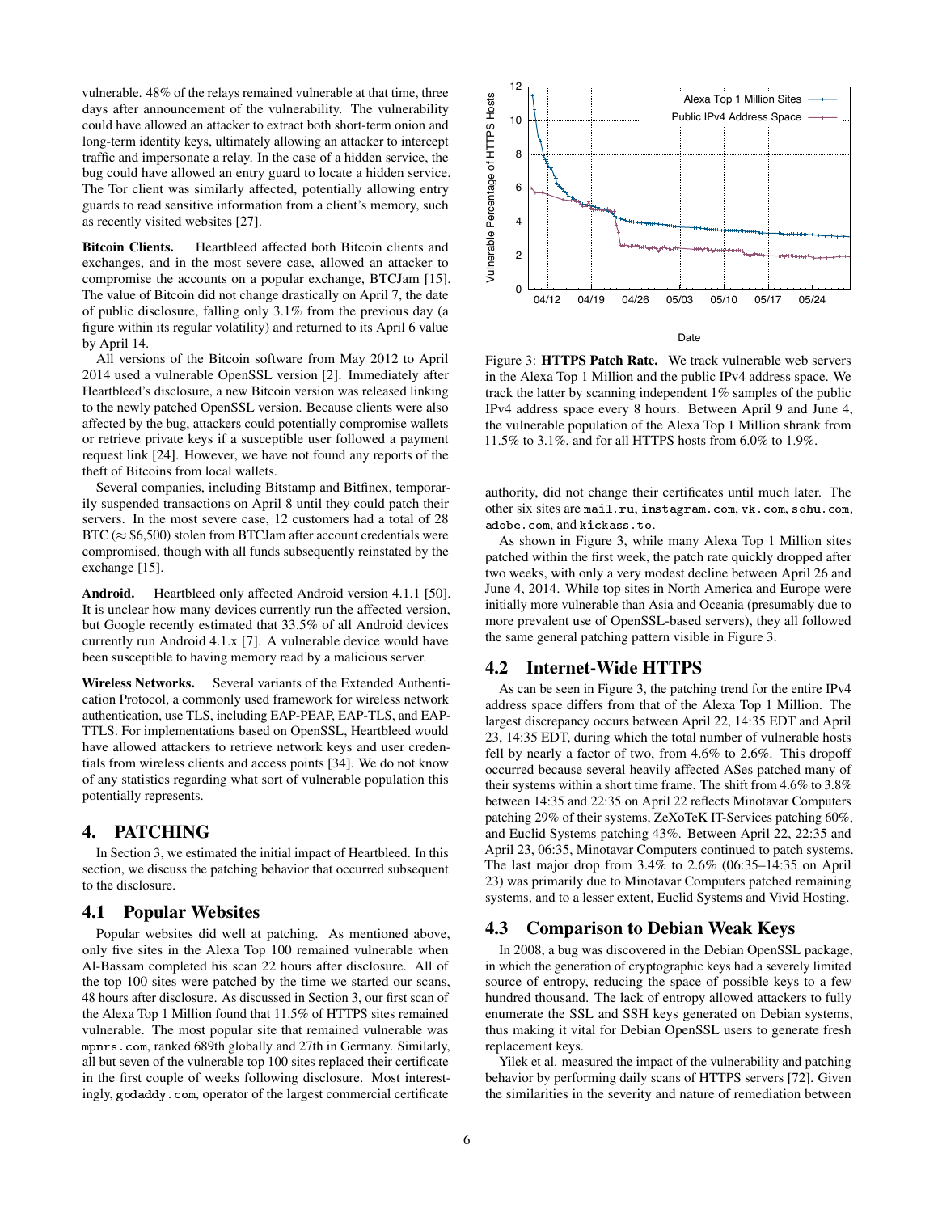vulnerable. 48% of the relays remained vulnerable at that time, three days after announcement of the vulnerability. The vulnerability could have allowed an attacker to extract both short-term onion and long-term identity keys, ultimately allowing an attacker to intercept traffic and impersonate a relay. In the case of a hidden service, the bug could have allowed an entry guard to locate a hidden service. The Tor client was similarly affected, potentially allowing entry guards to read sensitive information from a client's memory, such as recently visited websites [27].

**Bitcoin Clients.** Heartbleed affected both Bitcoin clients and exchanges, and in the most severe case, allowed an attacker to compromise the accounts on a popular exchange, BTCJam [15]. The value of Bitcoin did not change drastically on April 7, the date of public disclosure, falling only 3.1% from the previous day (a figure within its regular volatility) and returned to its April 6 value by April 14.

All versions of the Bitcoin software from May 2012 to April 2014 used a vulnerable OpenSSL version [2]. Immediately after Heartbleed's disclosure, a new Bitcoin version was released linking to the newly patched OpenSSL version. Because clients were also affected by the bug, attackers could potentially compromise wallets or retrieve private keys if a susceptible user followed a payment request link [24]. However, we have not found any reports of the theft of Bitcoins from local wallets.

Several companies, including Bitstamp and Bitfinex, temporarily suspended transactions on April 8 until they could patch their servers. In the most severe case, 12 customers had a total of 28 BTC ($\approx$ \$6,500) stolen from BTCJam after account credentials were compromised, though with all funds subsequently reinstated by the exchange [15].

**Android.** Heartbleed only affected Android version 4.1.1 [50]. It is unclear how many devices currently run the affected version, but Google recently estimated that 33.5% of all Android devices currently run Android 4.1.x [7]. A vulnerable device would have been susceptible to having memory read by a malicious server.

**Wireless Networks.** Several variants of the Extended Authentication Protocol, a commonly used framework for wireless network authentication, use TLS, including EAP-PEAP, EAP-TLS, and EAP-TTLS. For implementations based on OpenSSL, Heartbleed would have allowed attackers to retrieve network keys and user credentials from wireless clients and access points [34]. We do not know of any statistics regarding what sort of vulnerable population this potentially represents.

# 4. PATCHING

In Section 3, we estimated the initial impact of Heartbleed. In this section, we discuss the patching behavior that occurred subsequent to the disclosure.

## 4.1 Popular Websites

Popular websites did well at patching. As mentioned above, only five sites in the Alexa Top 100 remained vulnerable when Al-Bassam completed his scan 22 hours after disclosure. All of the top 100 sites were patched by the time we started our scans, 48 hours after disclosure. As discussed in Section 3, our first scan of the Alexa Top 1 Million found that 11.5% of HTTPS sites remained vulnerable. The most popular site that remained vulnerable was `mpnrs.com`, ranked 689th globally and 27th in Germany. Similarly, all but seven of the vulnerable top 100 sites replaced their certificate in the first couple of weeks following disclosure. Most interestingly, `godaddy.com`, operator of the largest commercial certificate authority, did not change their certificates until much later. The other six sites are `mail.ru`, `instagram.com`, `vk.com`, `sohu.com`, `adobe.com`, and `kickass.to`.

As shown in Figure 3, while many Alexa Top 1 Million sites patched within the first week, the patch rate quickly dropped after two weeks, with only a very modest decline between April 26 and June 4, 2014. While top sites in North America and Europe were initially more vulnerable than Asia and Oceania (presumably due to more prevalent use of OpenSSL-based servers), they all followed the same general patching pattern visible in Figure 3.

Figure 3: **HTTPS Patch Rate.** We track vulnerable web servers in the Alexa Top 1 Million and the public IPv4 address space. We track the latter by scanning independent 1% samples of the public IPv4 address space every 8 hours. Between April 9 and June 4, the vulnerable population of the Alexa Top 1 Million shrank from 11.5% to 3.1%, and for all HTTPS hosts from 6.0% to 1.9%.

## 4.2 Internet-Wide HTTPS

As can be seen in Figure 3, the patching trend for the entire IPv4 address space differs from that of the Alexa Top 1 Million. The largest discrepancy occurs between April 22, 14:35 EDT and April 23, 14:35 EDT, during which the total number of vulnerable hosts fell by nearly a factor of two, from 4.6% to 2.6%. This dropoff occurred because several heavily affected ASes patched many of their systems within a short time frame. The shift from 4.6% to 3.8% between 14:35 and 22:35 on April 22 reflects Minotavar Computers patching 29% of their systems, ZeXoTeK IT-Services patching 60%, and Euclid Systems patching 43%. Between April 22, 22:35 and April 23, 06:35, Minotavar Computers continued to patch systems. The last major drop from 3.4% to 2.6% (06:35–14:35 on April 23) was primarily due to Minotavar Computers patched remaining systems, and to a lesser extent, Euclid Systems and Vivid Hosting.

## 4.3 Comparison to Debian Weak Keys

In 2008, a bug was discovered in the Debian OpenSSL package, in which the generation of cryptographic keys had a severely limited source of entropy, reducing the space of possible keys to a few hundred thousand. The lack of entropy allowed attackers to fully enumerate the SSL and SSH keys generated on Debian systems, thus making it vital for Debian OpenSSL users to generate fresh replacement keys.

Yilek et al. measured the impact of the vulnerability and patching behavior by performing daily scans of HTTPS servers [72]. Given the similarities in the severity and nature of remediation between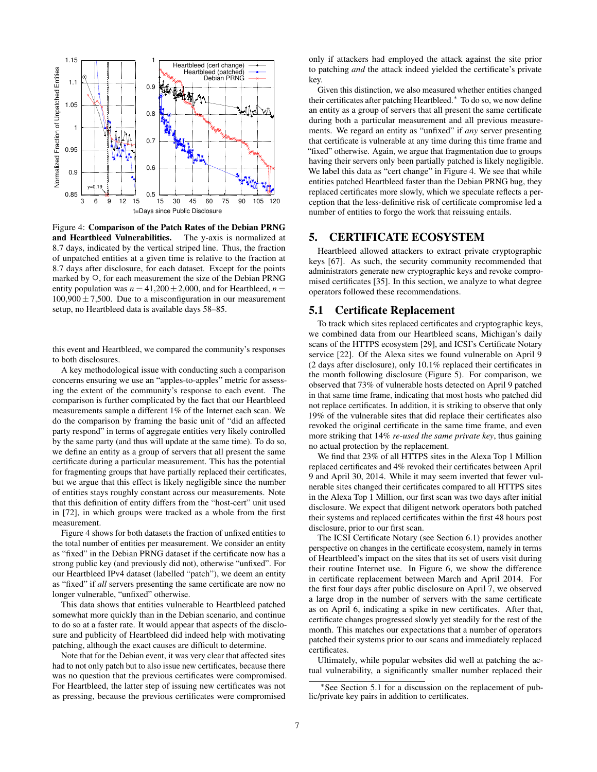Normalized Fraction of Unpatched Entities

1.15
1.1
1.05
1
0.95
0.9
0.85
3 6 9 12 15
y=0.19

1
0.9
0.8
0.7
0.6
0.5
15 30 45 60 75 90 105 120

Heartbleed (cert change)
Heartbleed (patched)
Debian PRNG

t=Days since Public Disclosure

Figure 4: **Comparison of the Patch Rates of the Debian PRNG and Heartbleed Vulnerabilities.** The y-axis is normalized at 8.7 days, indicated by the vertical striped line. Thus, the fraction of unpatched entities at a given time is relative to the fraction at 8.7 days after disclosure, for each dataset. Except for the points marked by ○, for each measurement the size of the Debian PRNG entity population was $n = 41{,}200 \pm 2{,}000$, and for Heartbleed, $n = 100{,}900 \pm 7{,}500$. Due to a misconfiguration in our measurement setup, no Heartbleed data is available days 58–85.

this event and Heartbleed, we compared the community's responses to both disclosures.

A key methodological issue with conducting such a comparison concerns ensuring we use an "apples-to-apples" metric for assessing the extent of the community's response to each event. The comparison is further complicated by the fact that our Heartbleed measurements sample a different 1% of the Internet each scan. We do the comparison by framing the basic unit of "did an affected party respond" in terms of aggregate entities very likely controlled by the same party (and thus will update at the same time). To do so, we define an entity as a group of servers that all present the same certificate during a particular measurement. This has the potential for fragmenting groups that have partially replaced their certificates, but we argue that this effect is likely negligible since the number of entities stays roughly constant across our measurements. Note that this definition of entity differs from the "host-cert" unit used in [72], in which groups were tracked as a whole from the first measurement.

Figure 4 shows for both datasets the fraction of unfixed entities to the total number of entities per measurement. We consider an entity as "fixed" in the Debian PRNG dataset if the certificate now has a strong public key (and previously did not), otherwise "unfixed". For our Heartbleed IPv4 dataset (labelled "patch"), we deem an entity as "fixed" if *all* servers presenting the same certificate are now no longer vulnerable, "unfixed" otherwise.

This data shows that entities vulnerable to Heartbleed patched somewhat more quickly than in the Debian scenario, and continue to do so at a faster rate. It would appear that aspects of the disclosure and publicity of Heartbleed did indeed help with motivating patching, although the exact causes are difficult to determine.

Note that for the Debian event, it was very clear that affected sites had to not only patch but to also issue new certificates, because there was no question that the previous certificates were compromised. For Heartbleed, the latter step of issuing new certificates was not as pressing, because the previous certificates were compromised only if attackers had employed the attack against the site prior to patching *and* the attack indeed yielded the certificate's private key.

Given this distinction, we also measured whether entities changed their certificates after patching Heartbleed.* To do so, we now define an entity as a group of servers that all present the same certificate during both a particular measurement and all previous measurements. We regard an entity as "unfixed" if *any* server presenting that certificate is vulnerable at any time during this time frame and "fixed" otherwise. Again, we argue that fragmentation due to groups having their servers only been partially patched is likely negligible. We label this data as "cert change" in Figure 4. We see that while entities patched Heartbleed faster than the Debian PRNG bug, they replaced certificates more slowly, which we speculate reflects a perception that the less-definitive risk of certificate compromise led a number of entities to forgo the work that reissuing entails.

## 5. CERTIFICATE ECOSYSTEM

Heartbleed allowed attackers to extract private cryptographic keys [67]. As such, the security community recommended that administrators generate new cryptographic keys and revoke compromised certificates [35]. In this section, we analyze to what degree operators followed these recommendations.

### 5.1 Certificate Replacement

To track which sites replaced certificates and cryptographic keys, we combined data from our Heartbleed scans, Michigan's daily scans of the HTTPS ecosystem [29], and ICSI's Certificate Notary service [22]. Of the Alexa sites we found vulnerable on April 9 (2 days after disclosure), only 10.1% replaced their certificates in the month following disclosure (Figure 5). For comparison, we observed that 73% of vulnerable hosts detected on April 9 patched in that same time frame, indicating that most hosts who patched did not replace certificates. In addition, it is striking to observe that only 19% of the vulnerable sites that did replace their certificates also revoked the original certificate in the same time frame, and even more striking that 14% *re-used the same private key*, thus gaining no actual protection by the replacement.

We find that 23% of all HTTPS sites in the Alexa Top 1 Million replaced certificates and 4% revoked their certificates between April 9 and April 30, 2014. While it may seem inverted that fewer vulnerable sites changed their certificates compared to all HTTPS sites in the Alexa Top 1 Million, our first scan was two days after initial disclosure. We expect that diligent network operators both patched their systems and replaced certificates within the first 48 hours post disclosure, prior to our first scan.

The ICSI Certificate Notary (see Section 6.1) provides another perspective on changes in the certificate ecosystem, namely in terms of Heartbleed's impact on the sites that its set of users visit during their routine Internet use. In Figure 6, we show the difference in certificate replacement between March and April 2014. For the first four days after public disclosure on April 7, we observed a large drop in the number of servers with the same certificate as on April 6, indicating a spike in new certificates. After that, certificate changes progressed slowly yet steadily for the rest of the month. This matches our expectations that a number of operators patched their systems prior to our scans and immediately replaced certificates.

Ultimately, while popular websites did well at patching the actual vulnerability, a significantly smaller number replaced their

*See Section 5.1 for a discussion on the replacement of public/private key pairs in addition to certificates.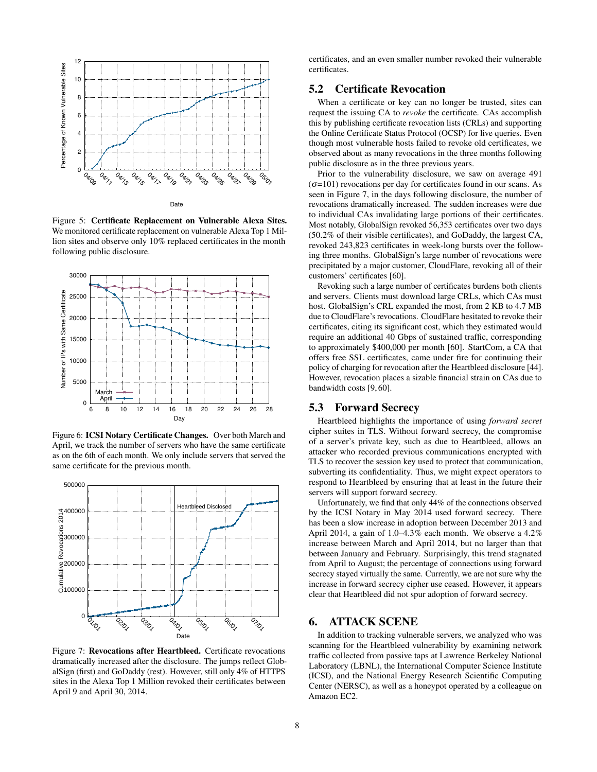Figure 5: **Certificate Replacement on Vulnerable Alexa Sites.** We monitored certificate replacement on vulnerable Alexa Top 1 Million sites and observe only 10% replaced certificates in the month following public disclosure.

Figure 6: **ICSI Notary Certificate Changes.** Over both March and April, we track the number of servers who have the same certificate as on the 6th of each month. We only include servers that served the same certificate for the previous month.

Figure 7: **Revocations after Heartbleed.** Certificate revocations dramatically increased after the disclosure. The jumps reflect GlobalSign (first) and GoDaddy (rest). However, still only 4% of HTTPS sites in the Alexa Top 1 Million revoked their certificates between April 9 and April 30, 2014.

certificates, and an even smaller number revoked their vulnerable certificates.

## 5.2 Certificate Revocation

When a certificate or key can no longer be trusted, sites can request the issuing CA to *revoke* the certificate. CAs accomplish this by publishing certificate revocation lists (CRLs) and supporting the Online Certificate Status Protocol (OCSP) for live queries. Even though most vulnerable hosts failed to revoke old certificates, we observed about as many revocations in the three months following public disclosure as in the three previous years.

Prior to the vulnerability disclosure, we saw on average 491 ($\sigma$=101) revocations per day for certificates found in our scans. As seen in Figure 7, in the days following disclosure, the number of revocations dramatically increased. The sudden increases were due to individual CAs invalidating large portions of their certificates. Most notably, GlobalSign revoked 56,353 certificates over two days (50.2% of their visible certificates), and GoDaddy, the largest CA, revoked 243,823 certificates in week-long bursts over the following three months. GlobalSign's large number of revocations were precipitated by a major customer, CloudFlare, revoking all of their customers' certificates [60].

Revoking such a large number of certificates burdens both clients and servers. Clients must download large CRLs, which CAs must host. GlobalSign's CRL expanded the most, from 2 KB to 4.7 MB due to CloudFlare's revocations. CloudFlare hesitated to revoke their certificates, citing its significant cost, which they estimated would require an additional 40 Gbps of sustained traffic, corresponding to approximately $400,000 per month [60]. StartCom, a CA that offers free SSL certificates, came under fire for continuing their policy of charging for revocation after the Heartbleed disclosure [44]. However, revocation places a sizable financial strain on CAs due to bandwidth costs [9, 60].

## 5.3 Forward Secrecy

Heartbleed highlights the importance of using *forward secret* cipher suites in TLS. Without forward secrecy, the compromise of a server's private key, such as due to Heartbleed, allows an attacker who recorded previous communications encrypted with TLS to recover the session key used to protect that communication, subverting its confidentiality. Thus, we might expect operators to respond to Heartbleed by ensuring that at least in the future their servers will support forward secrecy.

Unfortunately, we find that only 44% of the connections observed by the ICSI Notary in May 2014 used forward secrecy. There has been a slow increase in adoption between December 2013 and April 2014, a gain of 1.0–4.3% each month. We observe a 4.2% increase between March and April 2014, but no larger than that between January and February. Surprisingly, this trend stagnated from April to August; the percentage of connections using forward secrecy stayed virtually the same. Currently, we are not sure why the increase in forward secrecy cipher use ceased. However, it appears clear that Heartbleed did not spur adoption of forward secrecy.

# 6. ATTACK SCENE

In addition to tracking vulnerable servers, we analyzed who was scanning for the Heartbleed vulnerability by examining network traffic collected from passive taps at Lawrence Berkeley National Laboratory (LBNL), the International Computer Science Institute (ICSI), and the National Energy Research Scientific Computing Center (NERSC), as well as a honeypot operated by a colleague on Amazon EC2.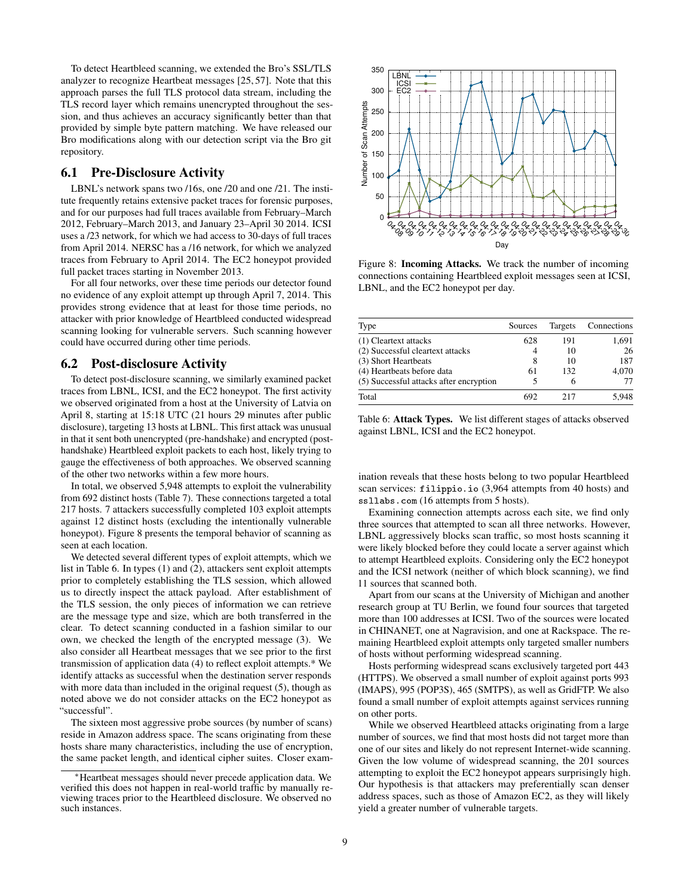To detect Heartbleed scanning, we extended the Bro's SSL/TLS analyzer to recognize Heartbeat messages [25, 57]. Note that this approach parses the full TLS protocol data stream, including the TLS record layer which remains unencrypted throughout the session, and thus achieves an accuracy significantly better than that provided by simple byte pattern matching. We have released our Bro modifications along with our detection script via the Bro git repository.

## 6.1 Pre-Disclosure Activity

LBNL's network spans two /16s, one /20 and one /21. The institute frequently retains extensive packet traces for forensic purposes, and for our purposes had full traces available from February–March 2012, February–March 2013, and January 23–April 30 2014. ICSI uses a /23 network, for which we had access to 30-days of full traces from April 2014. NERSC has a /16 network, for which we analyzed traces from February to April 2014. The EC2 honeypot provided full packet traces starting in November 2013.

For all four networks, over these time periods our detector found no evidence of any exploit attempt up through April 7, 2014. This provides strong evidence that at least for those time periods, no attacker with prior knowledge of Heartbleed conducted widespread scanning looking for vulnerable servers. Such scanning however could have occurred during other time periods.

## 6.2 Post-disclosure Activity

To detect post-disclosure scanning, we similarly examined packet traces from LBNL, ICSI, and the EC2 honeypot. The first activity we observed originated from a host at the University of Latvia on April 8, starting at 15:18 UTC (21 hours 29 minutes after public disclosure), targeting 13 hosts at LBNL. This first attack was unusual in that it sent both unencrypted (pre-handshake) and encrypted (post-handshake) Heartbleed exploit packets to each host, likely trying to gauge the effectiveness of both approaches. We observed scanning of the other two networks within a few more hours.

In total, we observed 5,948 attempts to exploit the vulnerability from 692 distinct hosts (Table 7). These connections targeted a total 217 hosts. 7 attackers successfully completed 103 exploit attempts against 12 distinct hosts (excluding the intentionally vulnerable honeypot). Figure 8 presents the temporal behavior of scanning as seen at each location.

We detected several different types of exploit attempts, which we list in Table 6. In types (1) and (2), attackers sent exploit attempts prior to completely establishing the TLS session, which allowed us to directly inspect the attack payload. After establishment of the TLS session, the only pieces of information we can retrieve are the message type and size, which are both transferred in the clear. To detect scanning conducted in a fashion similar to our own, we checked the length of the encrypted message (3). We also consider all Heartbeat messages that we see prior to the first transmission of application data (4) to reflect exploit attempts.* We identify attacks as successful when the destination server responds with more data than included in the original request (5), though as noted above we do not consider attacks on the EC2 honeypot as "successful".

The sixteen most aggressive probe sources (by number of scans) reside in Amazon address space. The scans originating from these hosts share many characteristics, including the use of encryption, the same packet length, and identical cipher suites. Closer examination reveals that these hosts belong to two popular Heartbleed scan services: `filippio.io` (3,964 attempts from 40 hosts) and `ssllabs.com` (16 attempts from 5 hosts).

Examining connection attempts across each site, we find only three sources that attempted to scan all three networks. However, LBNL aggressively blocks scan traffic, so most hosts scanning it were likely blocked before they could locate a server against which to attempt Heartbleed exploits. Considering only the EC2 honeypot and the ICSI network (neither of which block scanning), we find 11 sources that scanned both.

Apart from our scans at the University of Michigan and another research group at TU Berlin, we found four sources that targeted more than 100 addresses at ICSI. Two of the sources were located in CHINANET, one at Nagravision, and one at Rackspace. The remaining Heartbleed exploit attempts only targeted smaller numbers of hosts without performing widespread scanning.

Hosts performing widespread scans exclusively targeted port 443 (HTTPS). We observed a small number of exploit against ports 993 (IMAPS), 995 (POP3S), 465 (SMTPS), as well as GridFTP. We also found a small number of exploit attempts against services running on other ports.

While we observed Heartbleed attacks originating from a large number of sources, we find that most hosts did not target more than one of our sites and likely do not represent Internet-wide scanning. Given the low volume of widespread scanning, the 201 sources attempting to exploit the EC2 honeypot appears surprisingly high. Our hypothesis is that attackers may preferentially scan denser address spaces, such as those of Amazon EC2, as they will likely yield a greater number of vulnerable targets.

Figure 8: **Incoming Attacks.** We track the number of incoming connections containing Heartbleed exploit messages seen at ICSI, LBNL, and the EC2 honeypot per day.

| Type | Sources | Targets | Connections |
|---|---|---|---|
| (1) Cleartext attacks | 628 | 191 | 1,691 |
| (2) Successful cleartext attacks | 4 | 10 | 26 |
| (3) Short Heartbeats | 8 | 10 | 187 |
| (4) Heartbeats before data | 61 | 132 | 4,070 |
| (5) Successful attacks after encryption | 5 | 6 | 77 |
| Total | 692 | 217 | 5,948 |

Table 6: **Attack Types.** We list different stages of attacks observed against LBNL, ICSI and the EC2 honeypot.

*Heartbeat messages should never precede application data. We verified this does not happen in real-world traffic by manually reviewing traces prior to the Heartbleed disclosure. We observed no such instances.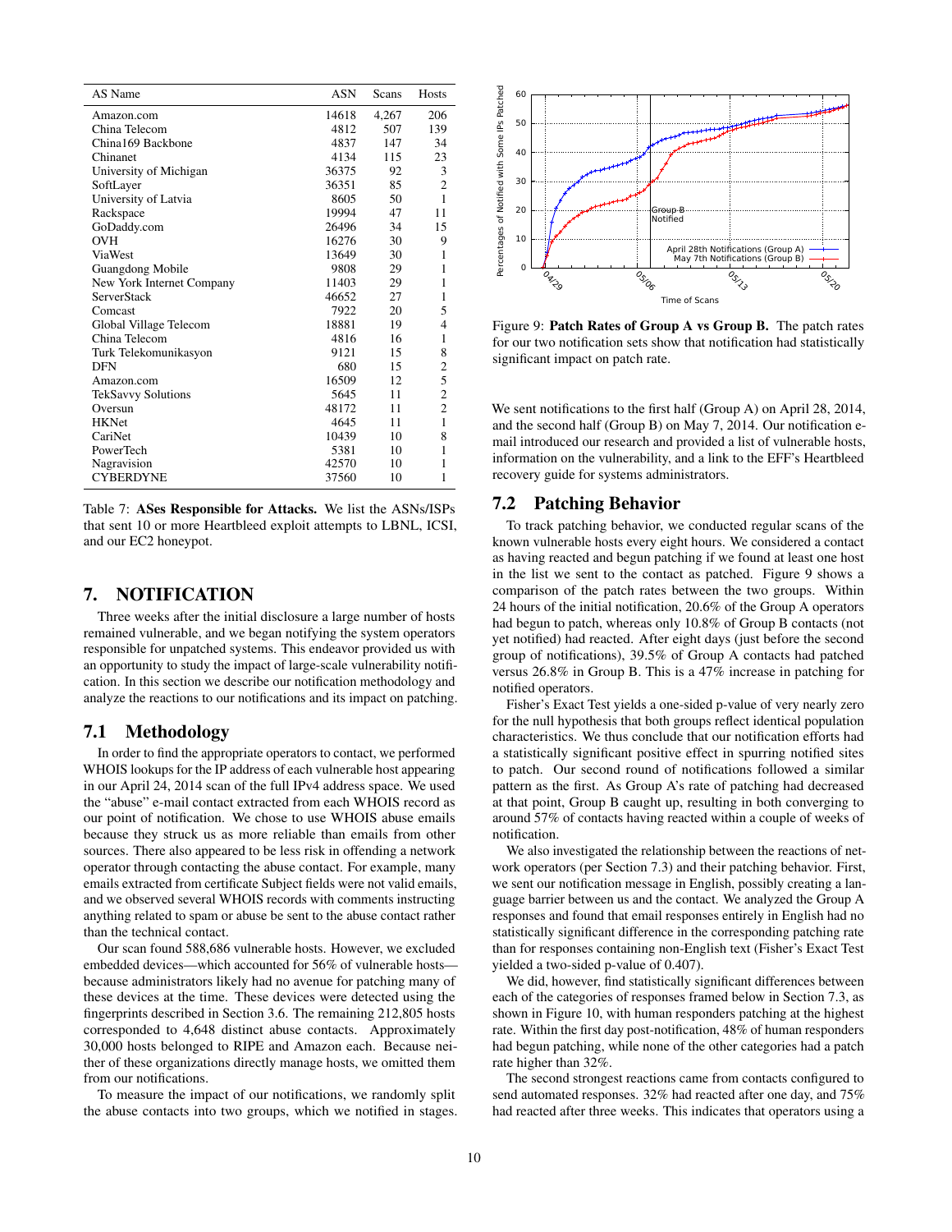| AS Name | ASN | Scans | Hosts |
|---|---|---|---|
| Amazon.com | 14618 | 4,267 | 206 |
| China Telecom | 4812 | 507 | 139 |
| China169 Backbone | 4837 | 147 | 34 |
| Chinanet | 4134 | 115 | 23 |
| University of Michigan | 36375 | 92 | 3 |
| SoftLayer | 36351 | 85 | 2 |
| University of Latvia | 8605 | 50 | 1 |
| Rackspace | 19994 | 47 | 11 |
| GoDaddy.com | 26496 | 34 | 15 |
| OVH | 16276 | 30 | 9 |
| ViaWest | 13649 | 30 | 1 |
| Guangdong Mobile | 9808 | 29 | 1 |
| New York Internet Company | 11403 | 29 | 1 |
| ServerStack | 46652 | 27 | 1 |
| Comcast | 7922 | 20 | 5 |
| Global Village Telecom | 18881 | 19 | 4 |
| China Telecom | 4816 | 16 | 1 |
| Turk Telekomunikasyon | 9121 | 15 | 8 |
| DFN | 680 | 15 | 2 |
| Amazon.com | 16509 | 12 | 5 |
| TekSavvy Solutions | 5645 | 11 | 2 |
| Oversun | 48172 | 11 | 2 |
| HKNet | 4645 | 11 | 1 |
| CariNet | 10439 | 10 | 8 |
| PowerTech | 5381 | 10 | 1 |
| Nagravision | 42570 | 10 | 1 |
| CYBERDYNE | 37560 | 10 | 1 |

Table 7: **ASes Responsible for Attacks.** We list the ASNs/ISPs that sent 10 or more Heartbleed exploit attempts to LBNL, ICSI, and our EC2 honeypot.

# 7. NOTIFICATION

Three weeks after the initial disclosure a large number of hosts remained vulnerable, and we began notifying the system operators responsible for unpatched systems. This endeavor provided us with an opportunity to study the impact of large-scale vulnerability notification. In this section we describe our notification methodology and analyze the reactions to our notifications and its impact on patching.

## 7.1 Methodology

In order to find the appropriate operators to contact, we performed WHOIS lookups for the IP address of each vulnerable host appearing in our April 24, 2014 scan of the full IPv4 address space. We used the "abuse" e-mail contact extracted from each WHOIS record as our point of notification. We chose to use WHOIS abuse emails because they struck us as more reliable than emails from other sources. There also appeared to be less risk in offending a network operator through contacting the abuse contact. For example, many emails extracted from certificate Subject fields were not valid emails, and we observed several WHOIS records with comments instructing anything related to spam or abuse be sent to the abuse contact rather than the technical contact.

Our scan found 588,686 vulnerable hosts. However, we excluded embedded devices—which accounted for 56% of vulnerable hosts—because administrators likely had no avenue for patching many of these devices at the time. These devices were detected using the fingerprints described in Section 3.6. The remaining 212,805 hosts corresponded to 4,648 distinct abuse contacts. Approximately 30,000 hosts belonged to RIPE and Amazon each. Because neither of these organizations directly manage hosts, we omitted them from our notifications.

To measure the impact of our notifications, we randomly split the abuse contacts into two groups, which we notified in stages.

Figure 9: **Patch Rates of Group A vs Group B.** The patch rates for our two notification sets show that notification had statistically significant impact on patch rate.

We sent notifications to the first half (Group A) on April 28, 2014, and the second half (Group B) on May 7, 2014. Our notification e-mail introduced our research and provided a list of vulnerable hosts, information on the vulnerability, and a link to the EFF's Heartbleed recovery guide for systems administrators.

## 7.2 Patching Behavior

To track patching behavior, we conducted regular scans of the known vulnerable hosts every eight hours. We considered a contact as having reacted and begun patching if we found at least one host in the list we sent to the contact as patched. Figure 9 shows a comparison of the patch rates between the two groups. Within 24 hours of the initial notification, 20.6% of the Group A operators had begun to patch, whereas only 10.8% of Group B contacts (not yet notified) had reacted. After eight days (just before the second group of notifications), 39.5% of Group A contacts had patched versus 26.8% in Group B. This is a 47% increase in patching for notified operators.

Fisher's Exact Test yields a one-sided p-value of very nearly zero for the null hypothesis that both groups reflect identical population characteristics. We thus conclude that our notification efforts had a statistically significant positive effect in spurring notified sites to patch. Our second round of notifications followed a similar pattern as the first. As Group A's rate of patching had decreased at that point, Group B caught up, resulting in both converging to around 57% of contacts having reacted within a couple of weeks of notification.

We also investigated the relationship between the reactions of network operators (per Section 7.3) and their patching behavior. First, we sent our notification message in English, possibly creating a language barrier between us and the contact. We analyzed the Group A responses and found that email responses entirely in English had no statistically significant difference in the corresponding patching rate than for responses containing non-English text (Fisher's Exact Test yielded a two-sided p-value of 0.407).

We did, however, find statistically significant differences between each of the categories of responses framed below in Section 7.3, as shown in Figure 10, with human responders patching at the highest rate. Within the first day post-notification, 48% of human responders had begun patching, while none of the other categories had a patch rate higher than 32%.

The second strongest reactions came from contacts configured to send automated responses. 32% had reacted after one day, and 75% had reacted after three weeks. This indicates that operators using a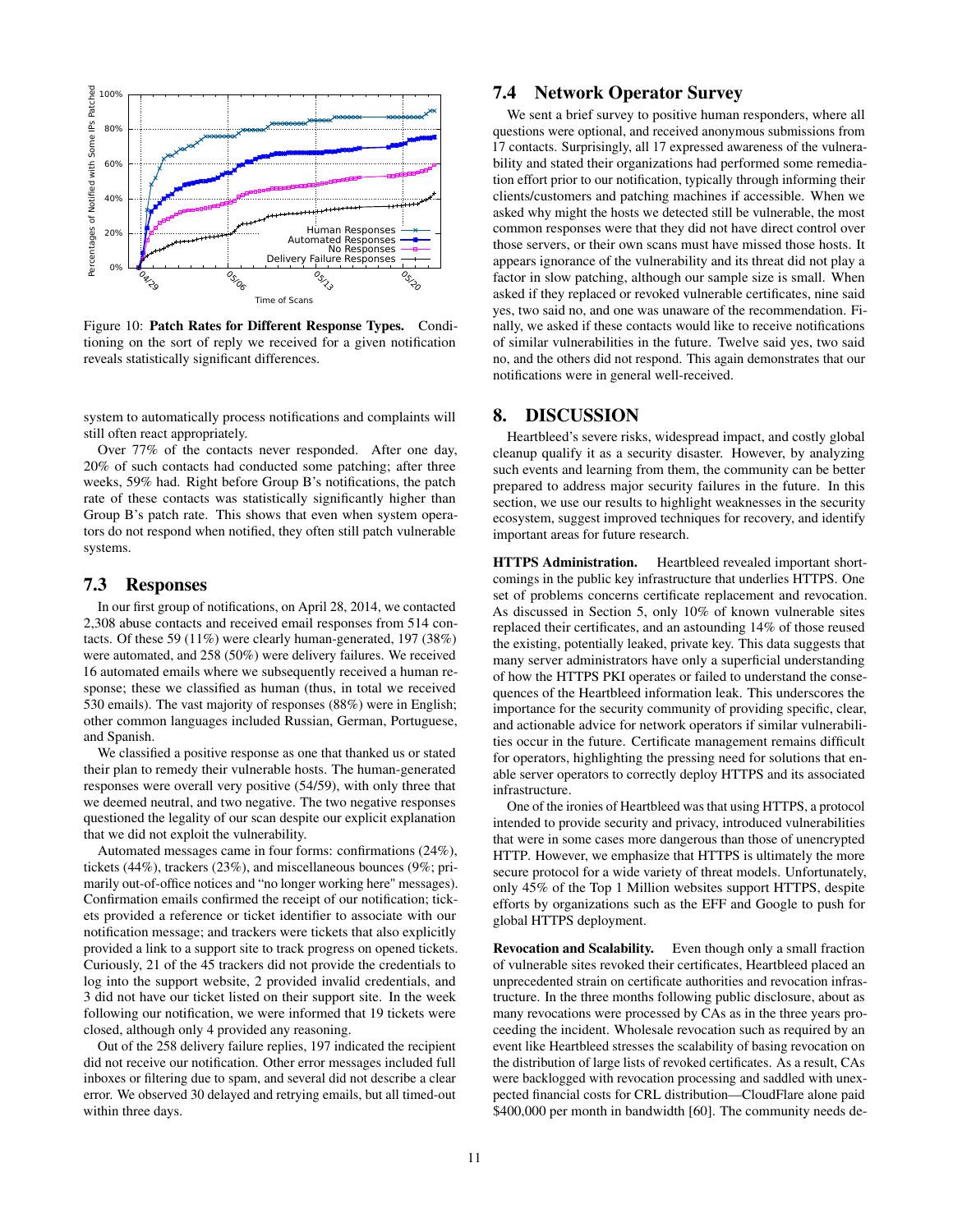Percentages of Notified with Some IPs Patched

100%
80%
60%
40%
20%
0%

04/29
05/06
05/13
05/20

Time of Scans

Human Responses
Automated Responses
No Responses
Delivery Failure Responses

Figure 10: **Patch Rates for Different Response Types.** Conditioning on the sort of reply we received for a given notification reveals statistically significant differences.

system to automatically process notifications and complaints will still often react appropriately.

Over 77% of the contacts never responded. After one day, 20% of such contacts had conducted some patching; after three weeks, 59% had. Right before Group B's notifications, the patch rate of these contacts was statistically significantly higher than Group B's patch rate. This shows that even when system operators do not respond when notified, they often still patch vulnerable systems.

## 7.3 Responses

In our first group of notifications, on April 28, 2014, we contacted 2,308 abuse contacts and received email responses from 514 contacts. Of these 59 (11%) were clearly human-generated, 197 (38%) were automated, and 258 (50%) were delivery failures. We received 16 automated emails where we subsequently received a human response; these we classified as human (thus, in total we received 530 emails). The vast majority of responses (88%) were in English; other common languages included Russian, German, Portuguese, and Spanish.

We classified a positive response as one that thanked us or stated their plan to remedy their vulnerable hosts. The human-generated responses were overall very positive (54/59), with only three that we deemed neutral, and two negative. The two negative responses questioned the legality of our scan despite our explicit explanation that we did not exploit the vulnerability.

Automated messages came in four forms: confirmations (24%), tickets (44%), trackers (23%), and miscellaneous bounces (9%; primarily out-of-office notices and "no longer working here" messages). Confirmation emails confirmed the receipt of our notification; tickets provided a reference or ticket identifier to associate with our notification message; and trackers were tickets that also explicitly provided a link to a support site to track progress on opened tickets. Curiously, 21 of the 45 trackers did not provide the credentials to log into the support website, 2 provided invalid credentials, and 3 did not have our ticket listed on their support site. In the week following our notification, we were informed that 19 tickets were closed, although only 4 provided any reasoning.

Out of the 258 delivery failure replies, 197 indicated the recipient did not receive our notification. Other error messages included full inboxes or filtering due to spam, and several did not describe a clear error. We observed 30 delayed and retrying emails, but all timed-out within three days.

## 7.4 Network Operator Survey

We sent a brief survey to positive human responders, where all questions were optional, and received anonymous submissions from 17 contacts. Surprisingly, all 17 expressed awareness of the vulnerability and stated their organizations had performed some remediation effort prior to our notification, typically through informing their clients/customers and patching machines if accessible. When we asked why might the hosts we detected still be vulnerable, the most common responses were that they did not have direct control over those servers, or their own scans must have missed those hosts. It appears ignorance of the vulnerability and its threat did not play a factor in slow patching, although our sample size is small. When asked if they replaced or revoked vulnerable certificates, nine said yes, two said no, and one was unaware of the recommendation. Finally, we asked if these contacts would like to receive notifications of similar vulnerabilities in the future. Twelve said yes, two said no, and the others did not respond. This again demonstrates that our notifications were in general well-received.

# 8. DISCUSSION

Heartbleed's severe risks, widespread impact, and costly global cleanup qualify it as a security disaster. However, by analyzing such events and learning from them, the community can be better prepared to address major security failures in the future. In this section, we use our results to highlight weaknesses in the security ecosystem, suggest improved techniques for recovery, and identify important areas for future research.

**HTTPS Administration.** Heartbleed revealed important shortcomings in the public key infrastructure that underlies HTTPS. One set of problems concerns certificate replacement and revocation. As discussed in Section 5, only 10% of known vulnerable sites replaced their certificates, and an astounding 14% of those reused the existing, potentially leaked, private key. This data suggests that many server administrators have only a superficial understanding of how the HTTPS PKI operates or failed to understand the consequences of the Heartbleed information leak. This underscores the importance for the security community of providing specific, clear, and actionable advice for network operators if similar vulnerabilities occur in the future. Certificate management remains difficult for operators, highlighting the pressing need for solutions that enable server operators to correctly deploy HTTPS and its associated infrastructure.

One of the ironies of Heartbleed was that using HTTPS, a protocol intended to provide security and privacy, introduced vulnerabilities that were in some cases more dangerous than those of unencrypted HTTP. However, we emphasize that HTTPS is ultimately the more secure protocol for a wide variety of threat models. Unfortunately, only 45% of the Top 1 Million websites support HTTPS, despite efforts by organizations such as the EFF and Google to push for global HTTPS deployment.

**Revocation and Scalability.** Even though only a small fraction of vulnerable sites revoked their certificates, Heartbleed placed an unprecedented strain on certificate authorities and revocation infrastructure. In the three months following public disclosure, about as many revocations were processed by CAs as in the three years proceeding the incident. Wholesale revocation such as required by an event like Heartbleed stresses the scalability of basing revocation on the distribution of large lists of revoked certificates. As a result, CAs were backlogged with revocation processing and saddled with unexpected financial costs for CRL distribution—CloudFlare alone paid $400,000 per month in bandwidth [60]. The community needs de-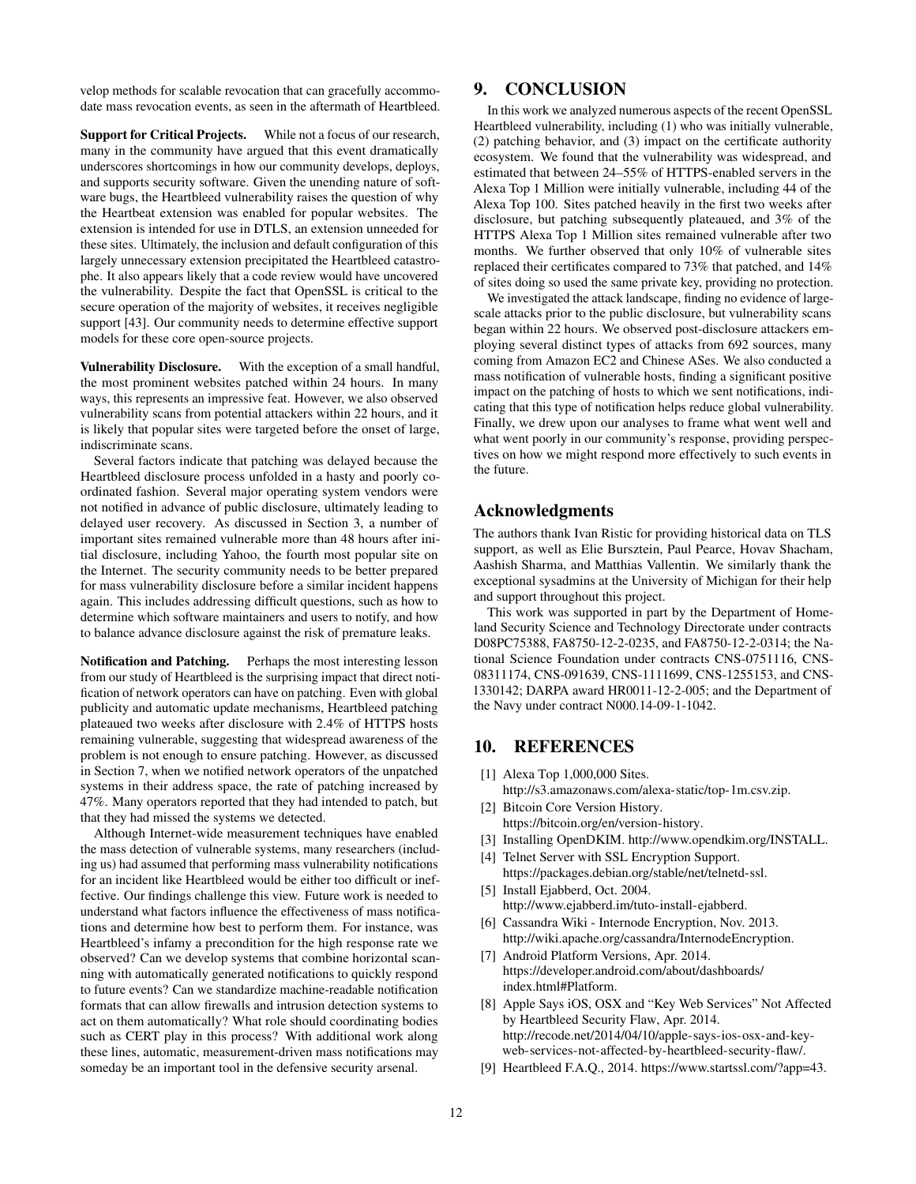velop methods for scalable revocation that can gracefully accommodate mass revocation events, as seen in the aftermath of Heartbleed.

**Support for Critical Projects.** While not a focus of our research, many in the community have argued that this event dramatically underscores shortcomings in how our community develops, deploys, and supports security software. Given the unending nature of software bugs, the Heartbleed vulnerability raises the question of why the Heartbeat extension was enabled for popular websites. The extension is intended for use in DTLS, an extension unneeded for these sites. Ultimately, the inclusion and default configuration of this largely unnecessary extension precipitated the Heartbleed catastrophe. It also appears likely that a code review would have uncovered the vulnerability. Despite the fact that OpenSSL is critical to the secure operation of the majority of websites, it receives negligible support [43]. Our community needs to determine effective support models for these core open-source projects.

**Vulnerability Disclosure.** With the exception of a small handful, the most prominent websites patched within 24 hours. In many ways, this represents an impressive feat. However, we also observed vulnerability scans from potential attackers within 22 hours, and it is likely that popular sites were targeted before the onset of large, indiscriminate scans.

Several factors indicate that patching was delayed because the Heartbleed disclosure process unfolded in a hasty and poorly coordinated fashion. Several major operating system vendors were not notified in advance of public disclosure, ultimately leading to delayed user recovery. As discussed in Section 3, a number of important sites remained vulnerable more than 48 hours after initial disclosure, including Yahoo, the fourth most popular site on the Internet. The security community needs to be better prepared for mass vulnerability disclosure before a similar incident happens again. This includes addressing difficult questions, such as how to determine which software maintainers and users to notify, and how to balance advance disclosure against the risk of premature leaks.

**Notification and Patching.** Perhaps the most interesting lesson from our study of Heartbleed is the surprising impact that direct notification of network operators can have on patching. Even with global publicity and automatic update mechanisms, Heartbleed patching plateaued two weeks after disclosure with 2.4% of HTTPS hosts remaining vulnerable, suggesting that widespread awareness of the problem is not enough to ensure patching. However, as discussed in Section 7, when we notified network operators of the unpatched systems in their address space, the rate of patching increased by 47%. Many operators reported that they had intended to patch, but that they had missed the systems we detected.

Although Internet-wide measurement techniques have enabled the mass detection of vulnerable systems, many researchers (including us) had assumed that performing mass vulnerability notifications for an incident like Heartbleed would be either too difficult or ineffective. Our findings challenge this view. Future work is needed to understand what factors influence the effectiveness of mass notifications and determine how best to perform them. For instance, was Heartbleed's infamy a precondition for the high response rate we observed? Can we develop systems that combine horizontal scanning with automatically generated notifications to quickly respond to future events? Can we standardize machine-readable notification formats that can allow firewalls and intrusion detection systems to act on them automatically? What role should coordinating bodies such as CERT play in this process? With additional work along these lines, automatic, measurement-driven mass notifications may someday be an important tool in the defensive security arsenal.

## 9. CONCLUSION

In this work we analyzed numerous aspects of the recent OpenSSL Heartbleed vulnerability, including (1) who was initially vulnerable, (2) patching behavior, and (3) impact on the certificate authority ecosystem. We found that the vulnerability was widespread, and estimated that between 24–55% of HTTPS-enabled servers in the Alexa Top 1 Million were initially vulnerable, including 44 of the Alexa Top 100. Sites patched heavily in the first two weeks after disclosure, but patching subsequently plateaued, and 3% of the HTTPS Alexa Top 1 Million sites remained vulnerable after two months. We further observed that only 10% of vulnerable sites replaced their certificates compared to 73% that patched, and 14% of sites doing so used the same private key, providing no protection.

We investigated the attack landscape, finding no evidence of large-scale attacks prior to the public disclosure, but vulnerability scans began within 22 hours. We observed post-disclosure attackers employing several distinct types of attacks from 692 sources, many coming from Amazon EC2 and Chinese ASes. We also conducted a mass notification of vulnerable hosts, finding a significant positive impact on the patching of hosts to which we sent notifications, indicating that this type of notification helps reduce global vulnerability. Finally, we drew upon our analyses to frame what went well and what went poorly in our community's response, providing perspectives on how we might respond more effectively to such events in the future.

## Acknowledgments

The authors thank Ivan Ristic for providing historical data on TLS support, as well as Elie Bursztein, Paul Pearce, Hovav Shacham, Aashish Sharma, and Matthias Vallentin. We similarly thank the exceptional sysadmins at the University of Michigan for their help and support throughout this project.

This work was supported in part by the Department of Homeland Security Science and Technology Directorate under contracts D08PC75388, FA8750-12-2-0235, and FA8750-12-2-0314; the National Science Foundation under contracts CNS-0751116, CNS-08311174, CNS-091639, CNS-1111699, CNS-1255153, and CNS-1330142; DARPA award HR0011-12-2-005; and the Department of the Navy under contract N000.14-09-1-1042.

## 10. REFERENCES

[1] Alexa Top 1,000,000 Sites. http://s3.amazonaws.com/alexa-static/top-1m.csv.zip.

[2] Bitcoin Core Version History. https://bitcoin.org/en/version-history.

[3] Installing OpenDKIM. http://www.opendkim.org/INSTALL.

[4] Telnet Server with SSL Encryption Support. https://packages.debian.org/stable/net/telnetd-ssl.

[5] Install Ejabberd, Oct. 2004. http://www.ejabberd.im/tuto-install-ejabberd.

[6] Cassandra Wiki - Internode Encryption, Nov. 2013. http://wiki.apache.org/cassandra/InternodeEncryption.

[7] Android Platform Versions, Apr. 2014. https://developer.android.com/about/dashboards/index.html#Platform.

[8] Apple Says iOS, OSX and "Key Web Services" Not Affected by Heartbleed Security Flaw, Apr. 2014. http://recode.net/2014/04/10/apple-says-ios-osx-and-key-web-services-not-affected-by-heartbleed-security-flaw/.

[9] Heartbleed F.A.Q., 2014. https://www.startssl.com/?app=43.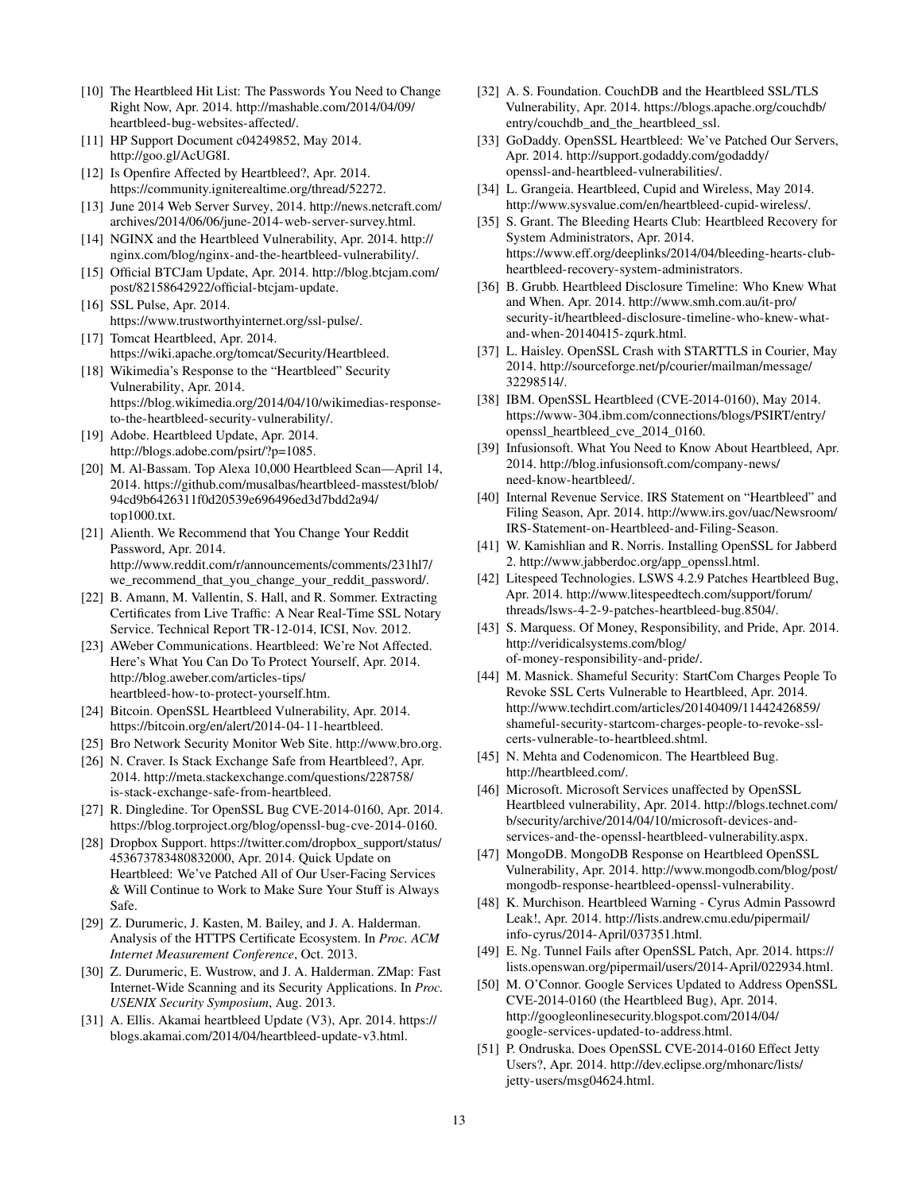[10] The Heartbleed Hit List: The Passwords You Need to Change Right Now, Apr. 2014. http://mashable.com/2014/04/09/heartbleed-bug-websites-affected/.

[11] HP Support Document c04249852, May 2014. http://goo.gl/AcUG8I.

[12] Is Openfire Affected by Heartbleed?, Apr. 2014. https://community.igniterealtime.org/thread/52272.

[13] June 2014 Web Server Survey, 2014. http://news.netcraft.com/archives/2014/06/06/june-2014-web-server-survey.html.

[14] NGINX and the Heartbleed Vulnerability, Apr. 2014. http://nginx.com/blog/nginx-and-the-heartbleed-vulnerability/.

[15] Official BTCJam Update, Apr. 2014. http://blog.btcjam.com/post/82158642922/official-btcjam-update.

[16] SSL Pulse, Apr. 2014. https://www.trustworthyinternet.org/ssl-pulse/.

[17] Tomcat Heartbleed, Apr. 2014. https://wiki.apache.org/tomcat/Security/Heartbleed.

[18] Wikimedia's Response to the "Heartbleed" Security Vulnerability, Apr. 2014. https://blog.wikimedia.org/2014/04/10/wikimedias-response-to-the-heartbleed-security-vulnerability/.

[19] Adobe. Heartbleed Update, Apr. 2014. http://blogs.adobe.com/psirt/?p=1085.

[20] M. Al-Bassam. Top Alexa 10,000 Heartbleed Scan—April 14, 2014. https://github.com/musalbas/heartbleed-masstest/blob/94cd9b6426311f0d20539e696496ed3d7bdd2a94/top1000.txt.

[21] Alienth. We Recommend that You Change Your Reddit Password, Apr. 2014. http://www.reddit.com/r/announcements/comments/231hl7/we_recommend_that_you_change_your_reddit_password/.

[22] B. Amann, M. Vallentin, S. Hall, and R. Sommer. Extracting Certificates from Live Traffic: A Near Real-Time SSL Notary Service. Technical Report TR-12-014, ICSI, Nov. 2012.

[23] AWeber Communications. Heartbleed: We're Not Affected. Here's What You Can Do To Protect Yourself, Apr. 2014. http://blog.aweber.com/articles-tips/heartbleed-how-to-protect-yourself.htm.

[24] Bitcoin. OpenSSL Heartbleed Vulnerability, Apr. 2014. https://bitcoin.org/en/alert/2014-04-11-heartbleed.

[25] Bro Network Security Monitor Web Site. http://www.bro.org.

[26] N. Craver. Is Stack Exchange Safe from Heartbleed?, Apr. 2014. http://meta.stackexchange.com/questions/228758/is-stack-exchange-safe-from-heartbleed.

[27] R. Dingledine. Tor OpenSSL Bug CVE-2014-0160, Apr. 2014. https://blog.torproject.org/blog/openssl-bug-cve-2014-0160.

[28] Dropbox Support. https://twitter.com/dropbox_support/status/453673783480832000, Apr. 2014. Quick Update on Heartbleed: We've Patched All of Our User-Facing Services & Will Continue to Work to Make Sure Your Stuff is Always Safe.

[29] Z. Durumeric, J. Kasten, M. Bailey, and J. A. Halderman. Analysis of the HTTPS Certificate Ecosystem. In *Proc. ACM Internet Measurement Conference*, Oct. 2013.

[30] Z. Durumeric, E. Wustrow, and J. A. Halderman. ZMap: Fast Internet-Wide Scanning and its Security Applications. In *Proc. USENIX Security Symposium*, Aug. 2013.

[31] A. Ellis. Akamai heartbleed Update (V3), Apr. 2014. https://blogs.akamai.com/2014/04/heartbleed-update-v3.html.

[32] A. S. Foundation. CouchDB and the Heartbleed SSL/TLS Vulnerability, Apr. 2014. https://blogs.apache.org/couchdb/entry/couchdb_and_the_heartbleed_ssl.

[33] GoDaddy. OpenSSL Heartbleed: We've Patched Our Servers, Apr. 2014. http://support.godaddy.com/godaddy/openssl-and-heartbleed-vulnerabilities/.

[34] L. Grangeia. Heartbleed, Cupid and Wireless, May 2014. http://www.sysvalue.com/en/heartbleed-cupid-wireless/.

[35] S. Grant. The Bleeding Hearts Club: Heartbleed Recovery for System Administrators, Apr. 2014. https://www.eff.org/deeplinks/2014/04/bleeding-hearts-club-heartbleed-recovery-system-administrators.

[36] B. Grubb. Heartbleed Disclosure Timeline: Who Knew What and When. Apr. 2014. http://www.smh.com.au/it-pro/security-it/heartbleed-disclosure-timeline-who-knew-what-and-when-20140415-zqurk.html.

[37] L. Haisley. OpenSSL Crash with STARTTLS in Courier, May 2014. http://sourceforge.net/p/courier/mailman/message/32298514/.

[38] IBM. OpenSSL Heartbleed (CVE-2014-0160), May 2014. https://www-304.ibm.com/connections/blogs/PSIRT/entry/openssl_heartbleed_cve_2014_0160.

[39] Infusionsoft. What You Need to Know About Heartbleed, Apr. 2014. http://blog.infusionsoft.com/company-news/need-know-heartbleed/.

[40] Internal Revenue Service. IRS Statement on "Heartbleed" and Filing Season, Apr. 2014. http://www.irs.gov/uac/Newsroom/IRS-Statement-on-Heartbleed-and-Filing-Season.

[41] W. Kamishlian and R. Norris. Installing OpenSSL for Jabberd 2. http://www.jabberdoc.org/app_openssl.html.

[42] Litespeed Technologies. LSWS 4.2.9 Patches Heartbleed Bug, Apr. 2014. http://www.litespeedtech.com/support/forum/threads/lsws-4-2-9-patches-heartbleed-bug.8504/.

[43] S. Marquess. Of Money, Responsibility, and Pride, Apr. 2014. http://veridicalsystems.com/blog/of-money-responsibility-and-pride/.

[44] M. Masnick. Shameful Security: StartCom Charges People To Revoke SSL Certs Vulnerable to Heartbleed, Apr. 2014. http://www.techdirt.com/articles/20140409/11442426859/shameful-security-startcom-charges-people-to-revoke-ssl-certs-vulnerable-to-heartbleed.shtml.

[45] N. Mehta and Codenomicon. The Heartbleed Bug. http://heartbleed.com/.

[46] Microsoft. Microsoft Services unaffected by OpenSSL Heartbleed vulnerability, Apr. 2014. http://blogs.technet.com/b/security/archive/2014/04/10/microsoft-devices-and-services-and-the-openssl-heartbleed-vulnerability.aspx.

[47] MongoDB. MongoDB Response on Heartbleed OpenSSL Vulnerability, Apr. 2014. http://www.mongodb.com/blog/post/mongodb-response-heartbleed-openssl-vulnerability.

[48] K. Murchison. Heartbleed Warning - Cyrus Admin Passowrd Leak!, Apr. 2014. http://lists.andrew.cmu.edu/pipermail/info-cyrus/2014-April/037351.html.

[49] E. Ng. Tunnel Fails after OpenSSL Patch, Apr. 2014. https://lists.openswan.org/pipermail/users/2014-April/022934.html.

[50] M. O'Connor. Google Services Updated to Address OpenSSL CVE-2014-0160 (the Heartbleed Bug), Apr. 2014. http://googleonlinesecurity.blogspot.com/2014/04/google-services-updated-to-address.html.

[51] P. Ondruska. Does OpenSSL CVE-2014-0160 Effect Jetty Users?, Apr. 2014. http://dev.eclipse.org/mhonarc/lists/jetty-users/msg04624.html.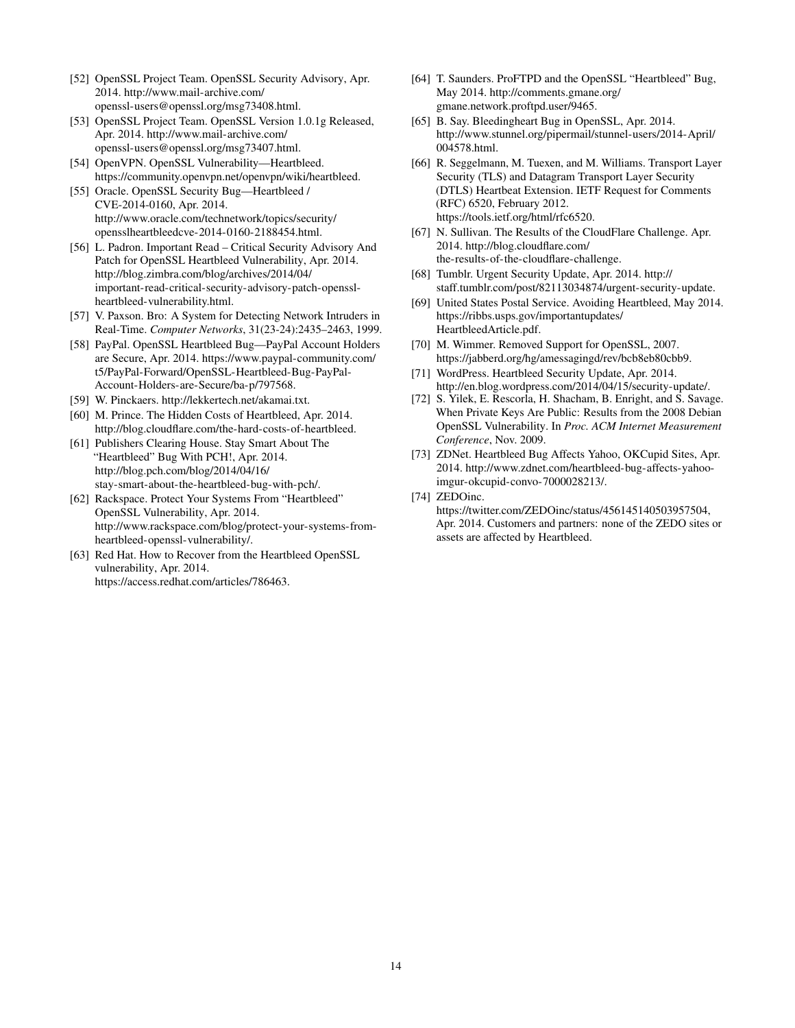[52] OpenSSL Project Team. OpenSSL Security Advisory, Apr. 2014. http://www.mail-archive.com/openssl-users@openssl.org/msg73408.html.

[53] OpenSSL Project Team. OpenSSL Version 1.0.1g Released, Apr. 2014. http://www.mail-archive.com/openssl-users@openssl.org/msg73407.html.

[54] OpenVPN. OpenSSL Vulnerability—Heartbleed. https://community.openvpn.net/openvpn/wiki/heartbleed.

[55] Oracle. OpenSSL Security Bug—Heartbleed / CVE-2014-0160, Apr. 2014. http://www.oracle.com/technetwork/topics/security/opensslheartbleedcve-2014-0160-2188454.html.

[56] L. Padron. Important Read – Critical Security Advisory And Patch for OpenSSL Heartbleed Vulnerability, Apr. 2014. http://blog.zimbra.com/blog/archives/2014/04/important-read-critical-security-advisory-patch-openssl-heartbleed-vulnerability.html.

[57] V. Paxson. Bro: A System for Detecting Network Intruders in Real-Time. *Computer Networks*, 31(23-24):2435–2463, 1999.

[58] PayPal. OpenSSL Heartbleed Bug—PayPal Account Holders are Secure, Apr. 2014. https://www.paypal-community.com/t5/PayPal-Forward/OpenSSL-Heartbleed-Bug-PayPal-Account-Holders-are-Secure/ba-p/797568.

[59] W. Pinckaers. http://lekkertech.net/akamai.txt.

[60] M. Prince. The Hidden Costs of Heartbleed, Apr. 2014. http://blog.cloudflare.com/the-hard-costs-of-heartbleed.

[61] Publishers Clearing House. Stay Smart About The "Heartbleed" Bug With PCH!, Apr. 2014. http://blog.pch.com/blog/2014/04/16/stay-smart-about-the-heartbleed-bug-with-pch/.

[62] Rackspace. Protect Your Systems From "Heartbleed" OpenSSL Vulnerability, Apr. 2014. http://www.rackspace.com/blog/protect-your-systems-from-heartbleed-openssl-vulnerability/.

[63] Red Hat. How to Recover from the Heartbleed OpenSSL vulnerability, Apr. 2014. https://access.redhat.com/articles/786463.

[64] T. Saunders. ProFTPD and the OpenSSL "Heartbleed" Bug, May 2014. http://comments.gmane.org/gmane.network.proftpd.user/9465.

[65] B. Say. Bleedingheart Bug in OpenSSL, Apr. 2014. http://www.stunnel.org/pipermail/stunnel-users/2014-April/004578.html.

[66] R. Seggelmann, M. Tuexen, and M. Williams. Transport Layer Security (TLS) and Datagram Transport Layer Security (DTLS) Heartbeat Extension. IETF Request for Comments (RFC) 6520, February 2012. https://tools.ietf.org/html/rfc6520.

[67] N. Sullivan. The Results of the CloudFlare Challenge. Apr. 2014. http://blog.cloudflare.com/the-results-of-the-cloudflare-challenge.

[68] Tumblr. Urgent Security Update, Apr. 2014. http://staff.tumblr.com/post/82113034874/urgent-security-update.

[69] United States Postal Service. Avoiding Heartbleed, May 2014. https://ribbs.usps.gov/importantupdates/HeartbleedArticle.pdf.

[70] M. Wimmer. Removed Support for OpenSSL, 2007. https://jabberd.org/hg/amessagingd/rev/bcb8eb80cbb9.

[71] WordPress. Heartbleed Security Update, Apr. 2014. http://en.blog.wordpress.com/2014/04/15/security-update/.

[72] S. Yilek, E. Rescorla, H. Shacham, B. Enright, and S. Savage. When Private Keys Are Public: Results from the 2008 Debian OpenSSL Vulnerability. In *Proc. ACM Internet Measurement Conference*, Nov. 2009.

[73] ZDNet. Heartbleed Bug Affects Yahoo, OKCupid Sites, Apr. 2014. http://www.zdnet.com/heartbleed-bug-affects-yahoo-imgur-okcupid-convo-7000028213/.

[74] ZEDOinc. https://twitter.com/ZEDOinc/status/456145140503957504, Apr. 2014. Customers and partners: none of the ZEDO sites or assets are affected by Heartbleed.